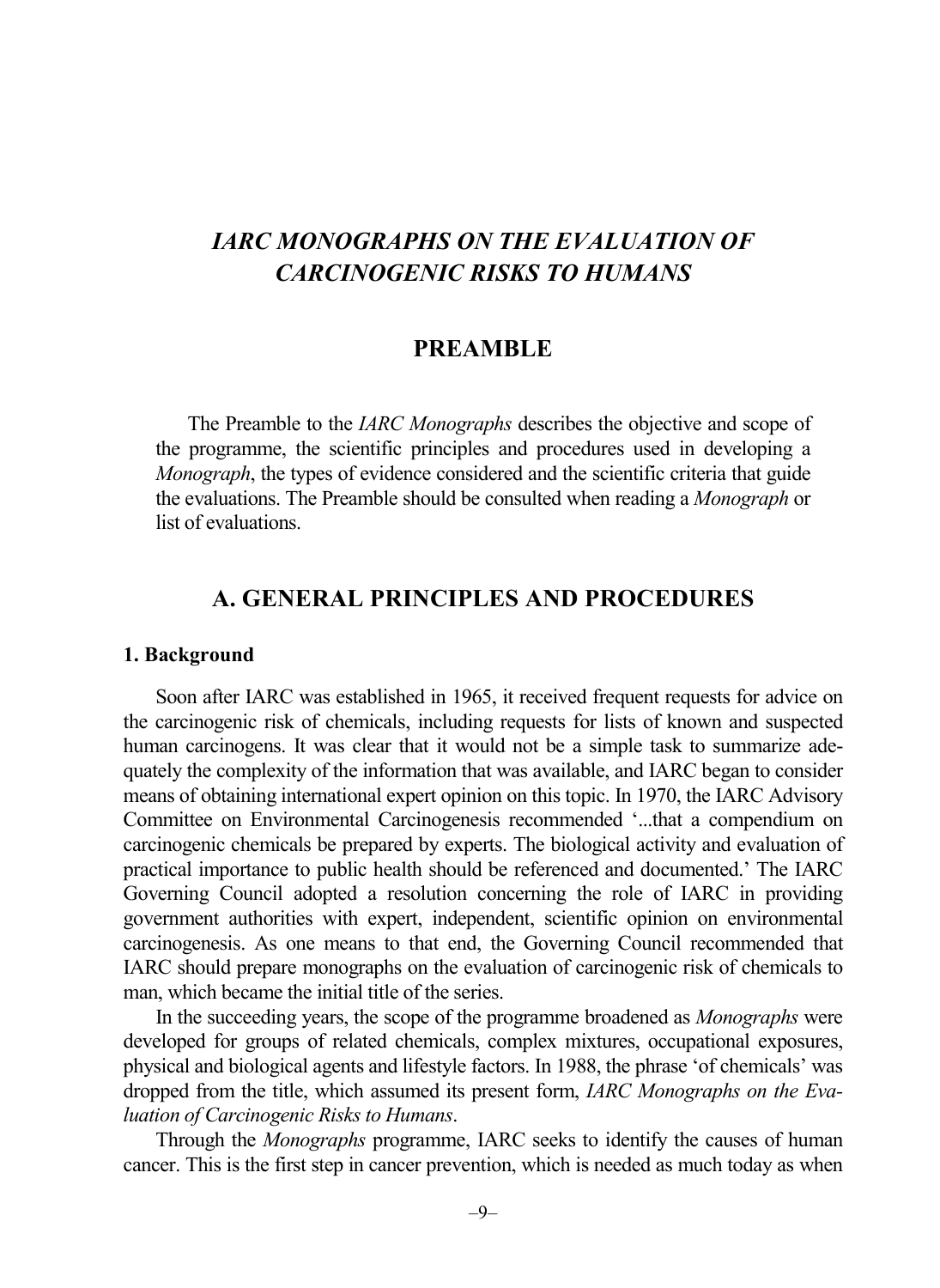# *IARC MONOGRAPHS ON THE EVALUATION OF CARCINOGENIC RISKS TO HUMANS*

## PREAMBLE

The Preamble to the *IARC Monographs* describes the objective and scope of the programme, the scientific principles and procedures used in developing a *Monograph*, the types of evidence considered and the scientific criteria that guide the evaluations. The Preamble should be consulted when reading a *Monograph* or list of evaluations.

## A. GENERAL PRINCIPLES AND PROCEDURES

### 1. Background

Soon after IARC was established in 1965, it received frequent requests for advice on the carcinogenic risk of chemicals, including requests for lists of known and suspected human carcinogens. It was clear that it would not be a simple task to summarize adequately the complexity of the information that was available, and IARC began to consider means of obtaining international expert opinion on this topic. In 1970, the IARC Advisory Committee on Environmental Carcinogenesis recommended '...that a compendium on carcinogenic chemicals be prepared by experts. The biological activity and evaluation of practical importance to public health should be referenced and documented.' The IARC Governing Council adopted a resolution concerning the role of IARC in providing government authorities with expert, independent, scientific opinion on environmental carcinogenesis. As one means to that end, the Governing Council recommended that IARC should prepare monographs on the evaluation of carcinogenic risk of chemicals to man, which became the initial title of the series.

In the succeeding years, the scope of the programme broadened as *Monographs* were developed for groups of related chemicals, complex mixtures, occupational exposures, physical and biological agents and lifestyle factors. In 1988, the phrase 'of chemicals' was dropped from the title, which assumed its present form, *IARC Monographs on the Evaluation of Carcinogenic Risks to Humans*.

Through the *Monographs* programme, IARC seeks to identify the causes of human cancer. This is the first step in cancer prevention, which is needed as much today as when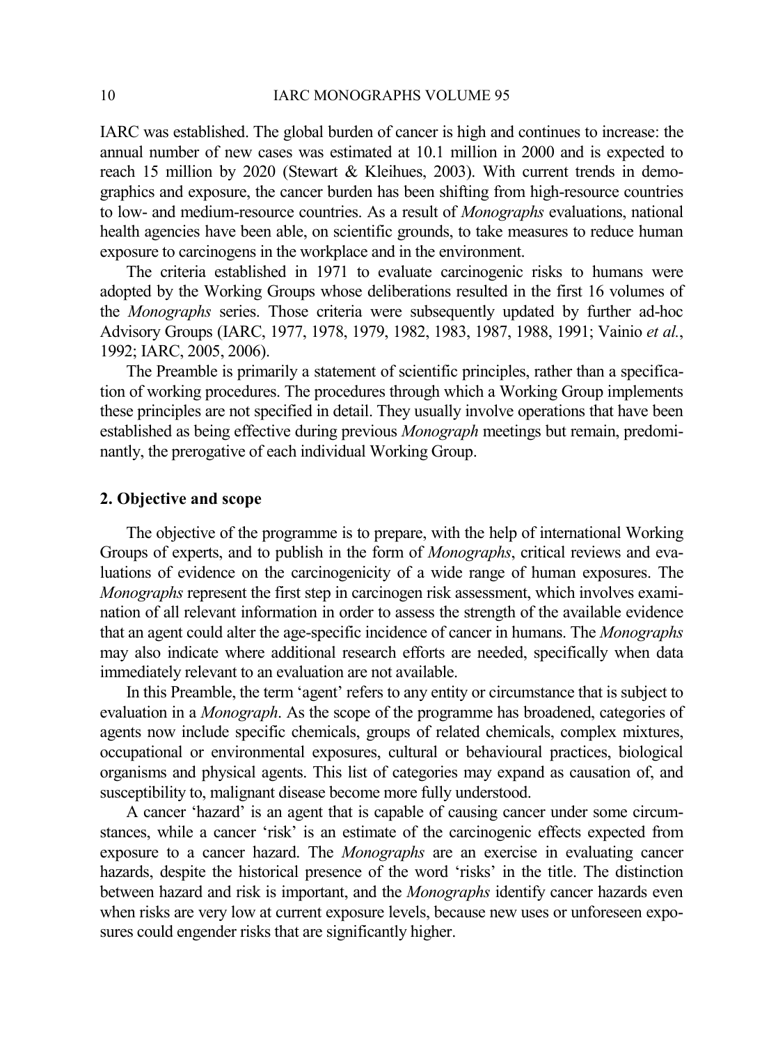IARC was established. The global burden of cancer is high and continues to increase: the annual number of new cases was estimated at 10.1 million in 2000 and is expected to reach 15 million by 2020 (Stewart & Kleihues, 2003). With current trends in demographics and exposure, the cancer burden has been shifting from high-resource countries to low- and medium-resource countries. As a result of *Monographs* evaluations, national health agencies have been able, on scientific grounds, to take measures to reduce human exposure to carcinogens in the workplace and in the environment.

The criteria established in 1971 to evaluate carcinogenic risks to humans were adopted by the Working Groups whose deliberations resulted in the first 16 volumes of the *Monographs* series. Those criteria were subsequently updated by further ad-hoc Advisory Groups (IARC, 1977, 1978, 1979, 1982, 1983, 1987, 1988, 1991; Vainio *et al.*, 1992; IARC, 2005, 2006).

The Preamble is primarily a statement of scientific principles, rather than a specification of working procedures. The procedures through which a Working Group implements these principles are not specified in detail. They usually involve operations that have been established as being effective during previous *Monograph* meetings but remain, predominantly, the prerogative of each individual Working Group.

## 2. Objective and scope

The objective of the programme is to prepare, with the help of international Working Groups of experts, and to publish in the form of *Monographs*, critical reviews and evaluations of evidence on the carcinogenicity of a wide range of human exposures. The *Monographs* represent the first step in carcinogen risk assessment, which involves examination of all relevant information in order to assess the strength of the available evidence that an agent could alter the age-specific incidence of cancer in humans. The *Monographs* may also indicate where additional research efforts are needed, specifically when data immediately relevant to an evaluation are not available.

In this Preamble, the term 'agent' refers to any entity or circumstance that is subject to evaluation in a *Monograph*. As the scope of the programme has broadened, categories of agents now include specific chemicals, groups of related chemicals, complex mixtures, occupational or environmental exposures, cultural or behavioural practices, biological organisms and physical agents. This list of categories may expand as causation of, and susceptibility to, malignant disease become more fully understood.

A cancer 'hazard' is an agent that is capable of causing cancer under some circumstances, while a cancer 'risk' is an estimate of the carcinogenic effects expected from exposure to a cancer hazard. The *Monographs* are an exercise in evaluating cancer hazards, despite the historical presence of the word 'risks' in the title. The distinction between hazard and risk is important, and the *Monographs* identify cancer hazards even when risks are very low at current exposure levels, because new uses or unforeseen exposures could engender risks that are significantly higher.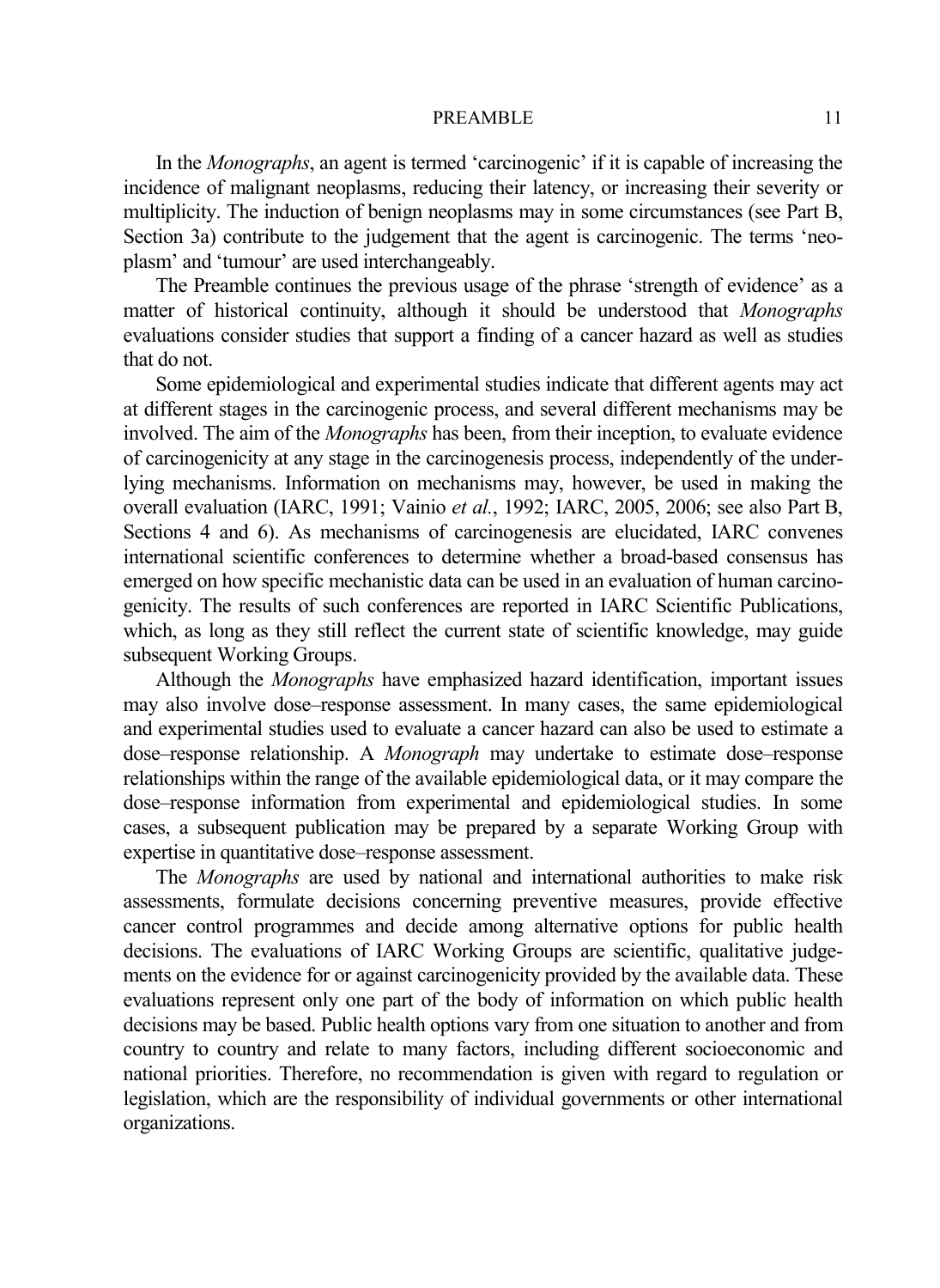In the *Monographs*, an agent is termed 'carcinogenic' if it is capable of increasing the incidence of malignant neoplasms, reducing their latency, or increasing their severity or multiplicity. The induction of benign neoplasms may in some circumstances (see Part B, Section 3a) contribute to the judgement that the agent is carcinogenic. The terms 'neoplasm' and 'tumour' are used interchangeably.

The Preamble continues the previous usage of the phrase 'strength of evidence' as a matter of historical continuity, although it should be understood that *Monographs* evaluations consider studies that support a finding of a cancer hazard as well as studies that do not.

Some epidemiological and experimental studies indicate that different agents may act at different stages in the carcinogenic process, and several different mechanisms may be involved. The aim of the *Monographs* has been, from their inception, to evaluate evidence of carcinogenicity at any stage in the carcinogenesis process, independently of the underlying mechanisms. Information on mechanisms may, however, be used in making the overall evaluation (IARC, 1991; Vainio *et al.*, 1992; IARC, 2005, 2006; see also Part B, Sections 4 and 6). As mechanisms of carcinogenesis are elucidated, IARC convenes international scientific conferences to determine whether a broad-based consensus has emerged on how specific mechanistic data can be used in an evaluation of human carcinogenicity. The results of such conferences are reported in IARC Scientific Publications, which, as long as they still reflect the current state of scientific knowledge, may guide subsequent Working Groups.

Although the *Monographs* have emphasized hazard identification, important issues may also involve dose–response assessment. In many cases, the same epidemiological and experimental studies used to evaluate a cancer hazard can also be used to estimate a dose–response relationship. A *Monograph* may undertake to estimate dose–response relationships within the range of the available epidemiological data, or it may compare the dose–response information from experimental and epidemiological studies. In some cases, a subsequent publication may be prepared by a separate Working Group with expertise in quantitative dose–response assessment.

The *Monographs* are used by national and international authorities to make risk assessments, formulate decisions concerning preventive measures, provide effective cancer control programmes and decide among alternative options for public health decisions. The evaluations of IARC Working Groups are scientific, qualitative judgements on the evidence for or against carcinogenicity provided by the available data. These evaluations represent only one part of the body of information on which public health decisions may be based. Public health options vary from one situation to another and from country to country and relate to many factors, including different socioeconomic and national priorities. Therefore, no recommendation is given with regard to regulation or legislation, which are the responsibility of individual governments or other international organizations.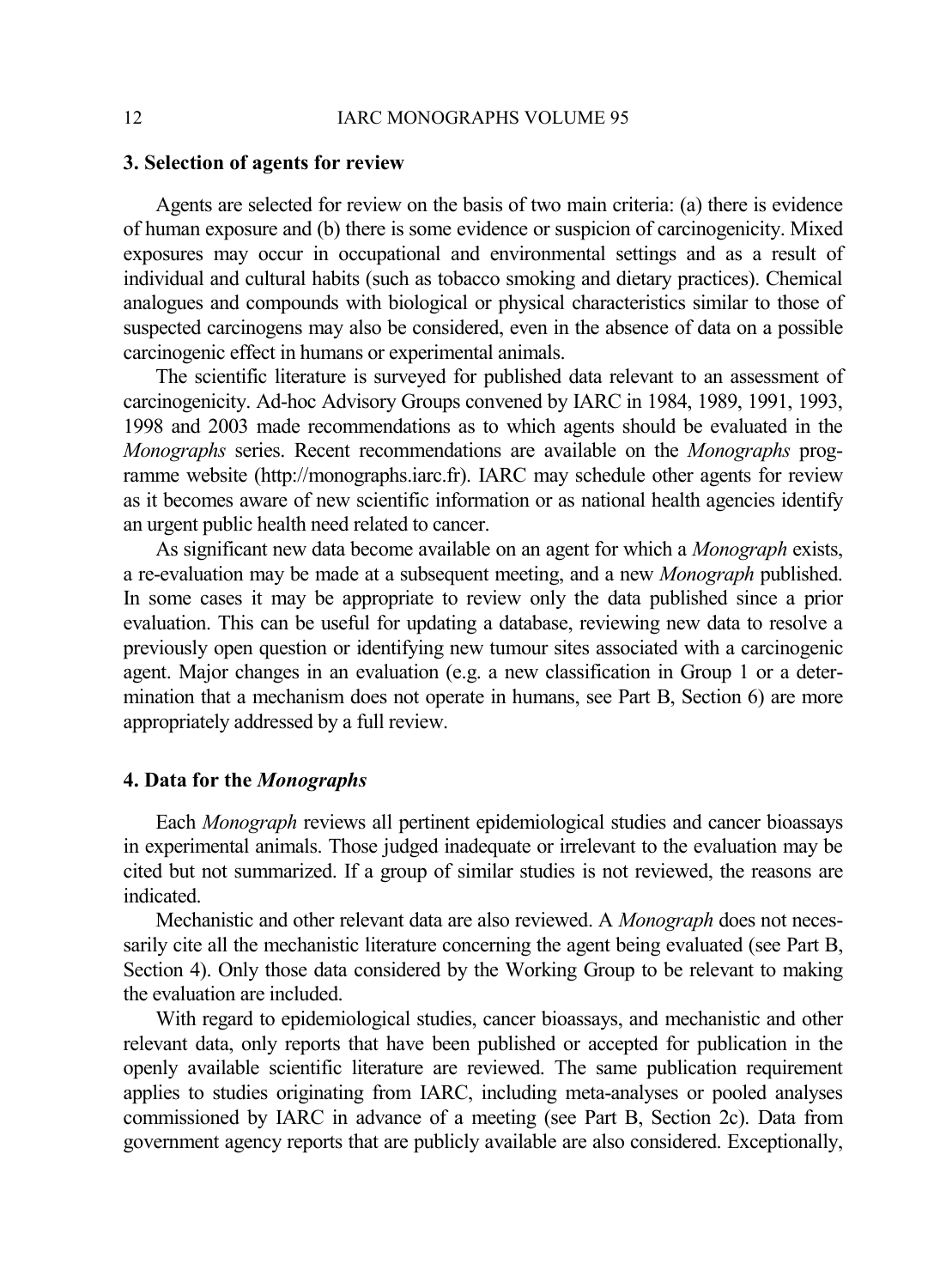## 3. Selection of agents for review

Agents are selected for review on the basis of two main criteria: (a) there is evidence of human exposure and (b) there is some evidence or suspicion of carcinogenicity. Mixed exposures may occur in occupational and environmental settings and as a result of individual and cultural habits (such as tobacco smoking and dietary practices). Chemical analogues and compounds with biological or physical characteristics similar to those of suspected carcinogens may also be considered, even in the absence of data on a possible carcinogenic effect in humans or experimental animals.

The scientific literature is surveyed for published data relevant to an assessment of carcinogenicity. Ad-hoc Advisory Groups convened by IARC in 1984, 1989, 1991, 1993, 1998 and 2003 made recommendations as to which agents should be evaluated in the *Monographs* series. Recent recommendations are available on the *Monographs* programme website (http://monographs.iarc.fr). IARC may schedule other agents for review as it becomes aware of new scientific information or as national health agencies identify an urgent public health need related to cancer.

As significant new data become available on an agent for which a *Monograph* exists, a re-evaluation may be made at a subsequent meeting, and a new *Monograph* published. In some cases it may be appropriate to review only the data published since a prior evaluation. This can be useful for updating a database, reviewing new data to resolve a previously open question or identifying new tumour sites associated with a carcinogenic agent. Major changes in an evaluation (e.g. a new classification in Group 1 or a determination that a mechanism does not operate in humans, see Part B, Section 6) are more appropriately addressed by a full review.

## 4. Data for the *Monographs*

Each *Monograph* reviews all pertinent epidemiological studies and cancer bioassays in experimental animals. Those judged inadequate or irrelevant to the evaluation may be cited but not summarized. If a group of similar studies is not reviewed, the reasons are indicated.

Mechanistic and other relevant data are also reviewed. A *Monograph* does not necessarily cite all the mechanistic literature concerning the agent being evaluated (see Part B, Section 4). Only those data considered by the Working Group to be relevant to making the evaluation are included.

With regard to epidemiological studies, cancer bioassays, and mechanistic and other relevant data, only reports that have been published or accepted for publication in the openly available scientific literature are reviewed. The same publication requirement applies to studies originating from IARC, including meta-analyses or pooled analyses commissioned by IARC in advance of a meeting (see Part B, Section 2c). Data from government agency reports that are publicly available are also considered. Exceptionally,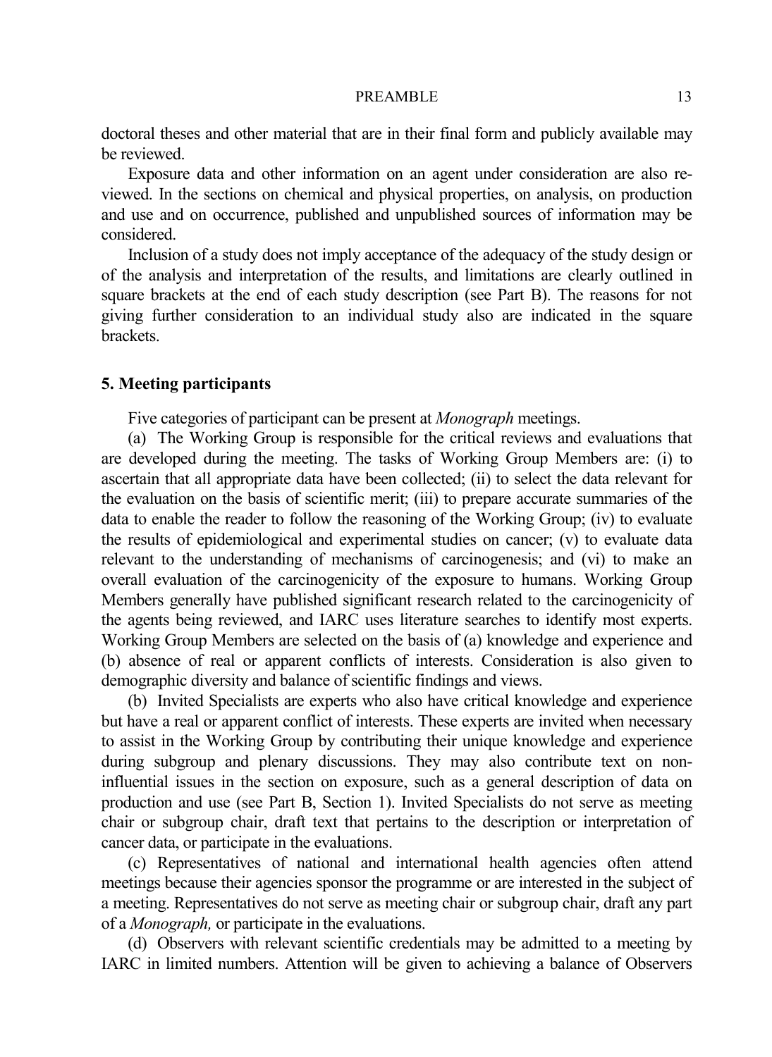doctoral theses and other material that are in their final form and publicly available may be reviewed.

Exposure data and other information on an agent under consideration are also reviewed. In the sections on chemical and physical properties, on analysis, on production and use and on occurrence, published and unpublished sources of information may be considered.

Inclusion of a study does not imply acceptance of the adequacy of the study design or of the analysis and interpretation of the results, and limitations are clearly outlined in square brackets at the end of each study description (see Part B). The reasons for not giving further consideration to an individual study also are indicated in the square brackets.

### 5. Meeting participants

Five categories of participant can be present at *Monograph* meetings.

(a) The Working Group is responsible for the critical reviews and evaluations that are developed during the meeting. The tasks of Working Group Members are: (i) to ascertain that all appropriate data have been collected; (ii) to select the data relevant for the evaluation on the basis of scientific merit; (iii) to prepare accurate summaries of the data to enable the reader to follow the reasoning of the Working Group; (iv) to evaluate the results of epidemiological and experimental studies on cancer; (v) to evaluate data relevant to the understanding of mechanisms of carcinogenesis; and (vi) to make an overall evaluation of the carcinogenicity of the exposure to humans. Working Group Members generally have published significant research related to the carcinogenicity of the agents being reviewed, and IARC uses literature searches to identify most experts. Working Group Members are selected on the basis of (a) knowledge and experience and (b) absence of real or apparent conflicts of interests. Consideration is also given to demographic diversity and balance of scientific findings and views.

(b) Invited Specialists are experts who also have critical knowledge and experience but have a real or apparent conflict of interests. These experts are invited when necessary to assist in the Working Group by contributing their unique knowledge and experience during subgroup and plenary discussions. They may also contribute text on non-influential issues in the section on exposure, such as a general description of data on production and use (see Part B, Section 1). Invited Specialists do not serve as meeting chair or subgroup chair, draft text that pertains to the description or interpretation of cancer data, or participate in the evaluations.

(c) Representatives of national and international health agencies often attend meetings because their agencies sponsor the programme or are interested in the subject of a meeting. Representatives do not serve as meeting chair or subgroup chair, draft any part of a *Monograph,* or participate in the evaluations.

(d) Observers with relevant scientific credentials may be admitted to a meeting by IARC in limited numbers. Attention will be given to achieving a balance of Observers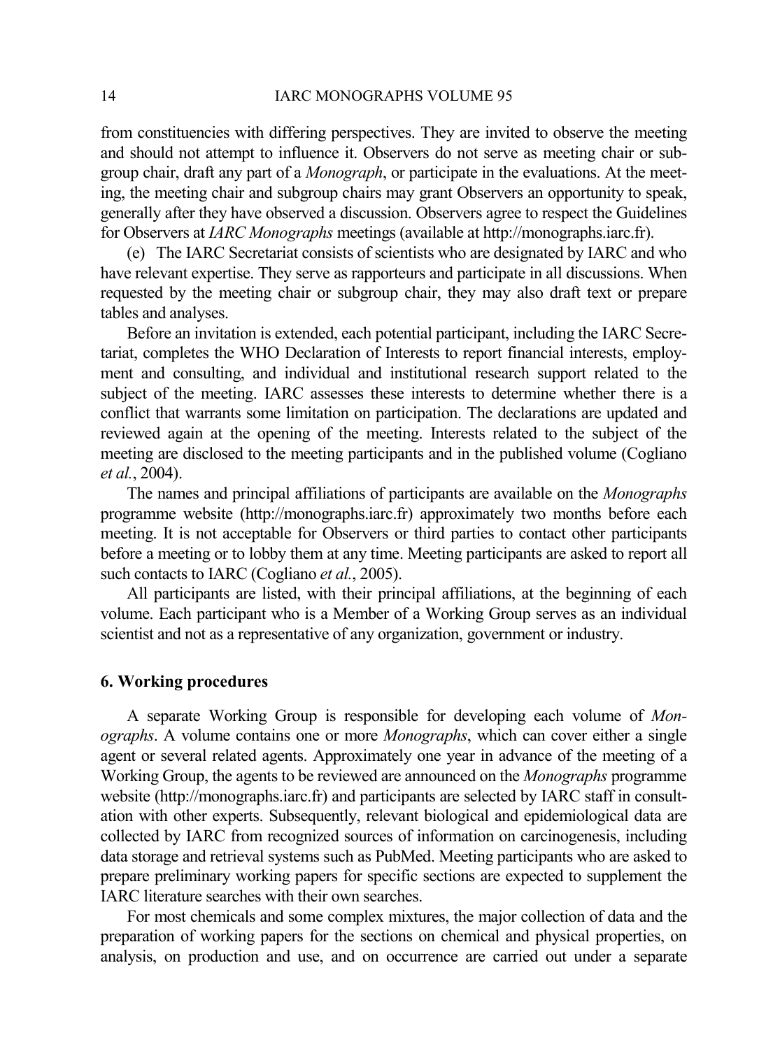from constituencies with differing perspectives. They are invited to observe the meeting and should not attempt to influence it. Observers do not serve as meeting chair or subgroup chair, draft any part of a *Monograph*, or participate in the evaluations. At the meeting, the meeting chair and subgroup chairs may grant Observers an opportunity to speak, generally after they have observed a discussion. Observers agree to respect the Guidelines for Observers at *IARC Monographs* meetings (available at http://monographs.iarc.fr).

(e) The IARC Secretariat consists of scientists who are designated by IARC and who have relevant expertise. They serve as rapporteurs and participate in all discussions. When requested by the meeting chair or subgroup chair, they may also draft text or prepare tables and analyses.

Before an invitation is extended, each potential participant, including the IARC Secretariat, completes the WHO Declaration of Interests to report financial interests, employment and consulting, and individual and institutional research support related to the subject of the meeting. IARC assesses these interests to determine whether there is a conflict that warrants some limitation on participation. The declarations are updated and reviewed again at the opening of the meeting. Interests related to the subject of the meeting are disclosed to the meeting participants and in the published volume (Cogliano *et al.*, 2004).

The names and principal affiliations of participants are available on the *Monographs* programme website (http://monographs.iarc.fr) approximately two months before each meeting. It is not acceptable for Observers or third parties to contact other participants before a meeting or to lobby them at any time. Meeting participants are asked to report all such contacts to IARC (Cogliano *et al.*, 2005).

All participants are listed, with their principal affiliations, at the beginning of each volume. Each participant who is a Member of a Working Group serves as an individual scientist and not as a representative of any organization, government or industry.

## 6. Working procedures

A separate Working Group is responsible for developing each volume of *Monographs*. A volume contains one or more *Monographs*, which can cover either a single agent or several related agents. Approximately one year in advance of the meeting of a Working Group, the agents to be reviewed are announced on the *Monographs* programme website (http://monographs.iarc.fr) and participants are selected by IARC staff in consultation with other experts. Subsequently, relevant biological and epidemiological data are collected by IARC from recognized sources of information on carcinogenesis, including data storage and retrieval systems such as PubMed. Meeting participants who are asked to prepare preliminary working papers for specific sections are expected to supplement the IARC literature searches with their own searches.

For most chemicals and some complex mixtures, the major collection of data and the preparation of working papers for the sections on chemical and physical properties, on analysis, on production and use, and on occurrence are carried out under a separate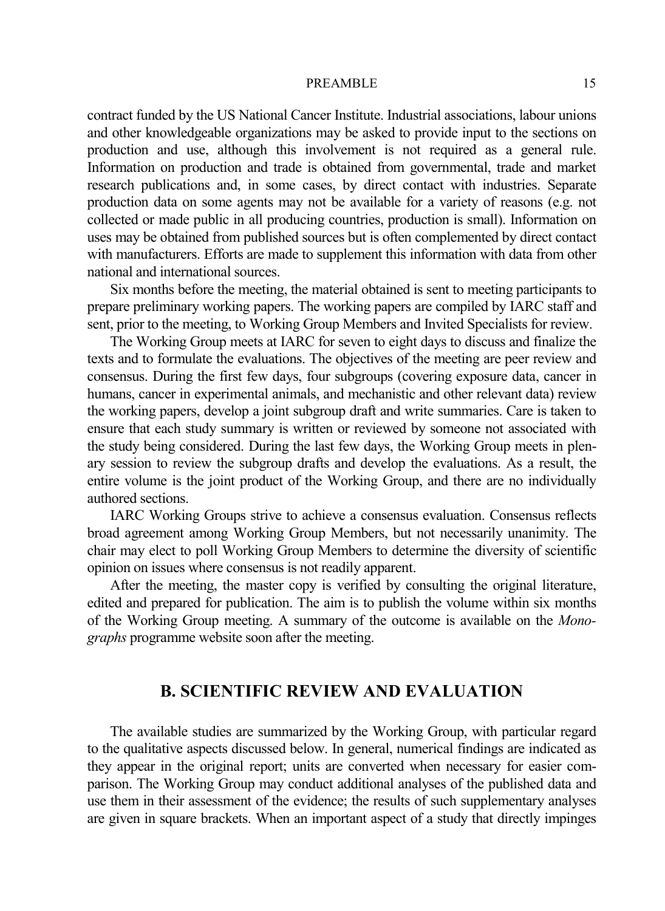contract funded by the US National Cancer Institute. Industrial associations, labour unions and other knowledgeable organizations may be asked to provide input to the sections on production and use, although this involvement is not required as a general rule. Information on production and trade is obtained from governmental, trade and market research publications and, in some cases, by direct contact with industries. Separate production data on some agents may not be available for a variety of reasons (e.g. not collected or made public in all producing countries, production is small). Information on uses may be obtained from published sources but is often complemented by direct contact with manufacturers. Efforts are made to supplement this information with data from other national and international sources.

Six months before the meeting, the material obtained is sent to meeting participants to prepare preliminary working papers. The working papers are compiled by IARC staff and sent, prior to the meeting, to Working Group Members and Invited Specialists for review.

The Working Group meets at IARC for seven to eight days to discuss and finalize the texts and to formulate the evaluations. The objectives of the meeting are peer review and consensus. During the first few days, four subgroups (covering exposure data, cancer in humans, cancer in experimental animals, and mechanistic and other relevant data) review the working papers, develop a joint subgroup draft and write summaries. Care is taken to ensure that each study summary is written or reviewed by someone not associated with the study being considered. During the last few days, the Working Group meets in plenary session to review the subgroup drafts and develop the evaluations. As a result, the entire volume is the joint product of the Working Group, and there are no individually authored sections.

IARC Working Groups strive to achieve a consensus evaluation. Consensus reflects broad agreement among Working Group Members, but not necessarily unanimity. The chair may elect to poll Working Group Members to determine the diversity of scientific opinion on issues where consensus is not readily apparent.

After the meeting, the master copy is verified by consulting the original literature, edited and prepared for publication. The aim is to publish the volume within six months of the Working Group meeting. A summary of the outcome is available on the *Monographs* programme website soon after the meeting.

## B. SCIENTIFIC REVIEW AND EVALUATION

The available studies are summarized by the Working Group, with particular regard to the qualitative aspects discussed below. In general, numerical findings are indicated as they appear in the original report; units are converted when necessary for easier comparison. The Working Group may conduct additional analyses of the published data and use them in their assessment of the evidence; the results of such supplementary analyses are given in square brackets. When an important aspect of a study that directly impinges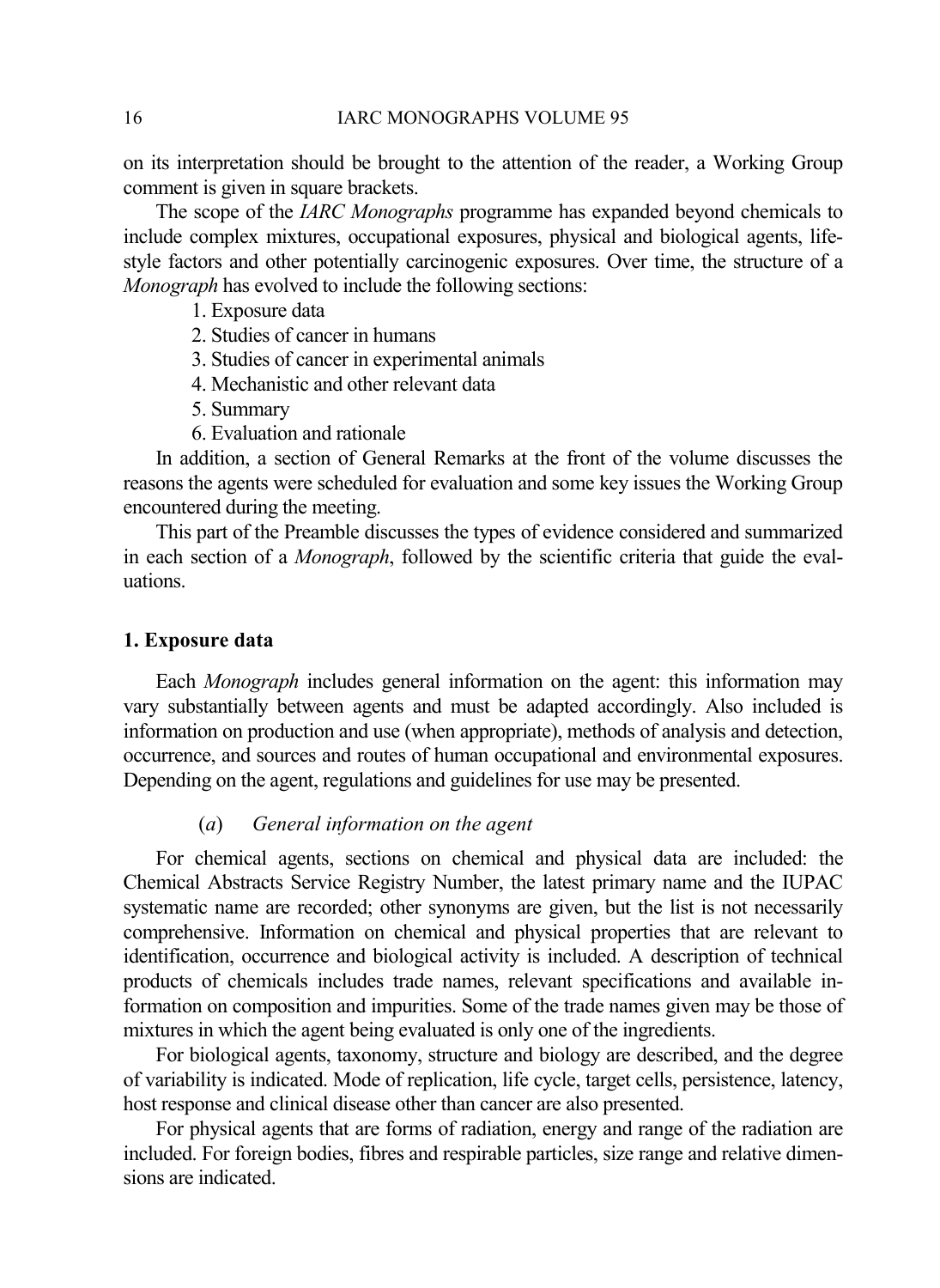on its interpretation should be brought to the attention of the reader, a Working Group comment is given in square brackets.

The scope of the *IARC Monographs* programme has expanded beyond chemicals to include complex mixtures, occupational exposures, physical and biological agents, lifestyle factors and other potentially carcinogenic exposures. Over time, the structure of a *Monograph* has evolved to include the following sections:

1. Exposure data
2. Studies of cancer in humans
3. Studies of cancer in experimental animals
4. Mechanistic and other relevant data
5. Summary
6. Evaluation and rationale

In addition, a section of General Remarks at the front of the volume discusses the reasons the agents were scheduled for evaluation and some key issues the Working Group encountered during the meeting.

This part of the Preamble discusses the types of evidence considered and summarized in each section of a *Monograph*, followed by the scientific criteria that guide the evaluations.

## 1. Exposure data

Each *Monograph* includes general information on the agent: this information may vary substantially between agents and must be adapted accordingly. Also included is information on production and use (when appropriate), methods of analysis and detection, occurrence, and sources and routes of human occupational and environmental exposures. Depending on the agent, regulations and guidelines for use may be presented.

### (*a*) *General information on the agent*

For chemical agents, sections on chemical and physical data are included: the Chemical Abstracts Service Registry Number, the latest primary name and the IUPAC systematic name are recorded; other synonyms are given, but the list is not necessarily comprehensive. Information on chemical and physical properties that are relevant to identification, occurrence and biological activity is included. A description of technical products of chemicals includes trade names, relevant specifications and available information on composition and impurities. Some of the trade names given may be those of mixtures in which the agent being evaluated is only one of the ingredients.

For biological agents, taxonomy, structure and biology are described, and the degree of variability is indicated. Mode of replication, life cycle, target cells, persistence, latency, host response and clinical disease other than cancer are also presented.

For physical agents that are forms of radiation, energy and range of the radiation are included. For foreign bodies, fibres and respirable particles, size range and relative dimensions are indicated.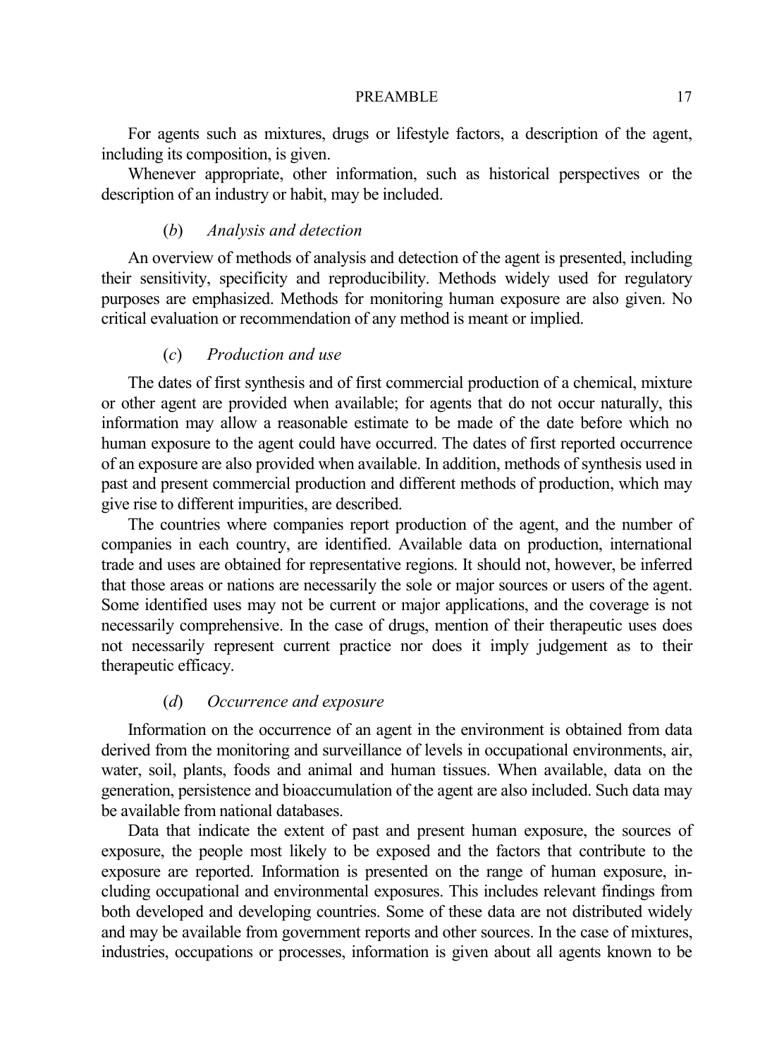For agents such as mixtures, drugs or lifestyle factors, a description of the agent, including its composition, is given.

Whenever appropriate, other information, such as historical perspectives or the description of an industry or habit, may be included.

### (*b*) *Analysis and detection*

An overview of methods of analysis and detection of the agent is presented, including their sensitivity, specificity and reproducibility. Methods widely used for regulatory purposes are emphasized. Methods for monitoring human exposure are also given. No critical evaluation or recommendation of any method is meant or implied.

### (*c*) *Production and use*

The dates of first synthesis and of first commercial production of a chemical, mixture or other agent are provided when available; for agents that do not occur naturally, this information may allow a reasonable estimate to be made of the date before which no human exposure to the agent could have occurred. The dates of first reported occurrence of an exposure are also provided when available. In addition, methods of synthesis used in past and present commercial production and different methods of production, which may give rise to different impurities, are described.

The countries where companies report production of the agent, and the number of companies in each country, are identified. Available data on production, international trade and uses are obtained for representative regions. It should not, however, be inferred that those areas or nations are necessarily the sole or major sources or users of the agent. Some identified uses may not be current or major applications, and the coverage is not necessarily comprehensive. In the case of drugs, mention of their therapeutic uses does not necessarily represent current practice nor does it imply judgement as to their therapeutic efficacy.

### (*d*) *Occurrence and exposure*

Information on the occurrence of an agent in the environment is obtained from data derived from the monitoring and surveillance of levels in occupational environments, air, water, soil, plants, foods and animal and human tissues. When available, data on the generation, persistence and bioaccumulation of the agent are also included. Such data may be available from national databases.

Data that indicate the extent of past and present human exposure, the sources of exposure, the people most likely to be exposed and the factors that contribute to the exposure are reported. Information is presented on the range of human exposure, including occupational and environmental exposures. This includes relevant findings from both developed and developing countries. Some of these data are not distributed widely and may be available from government reports and other sources. In the case of mixtures, industries, occupations or processes, information is given about all agents known to be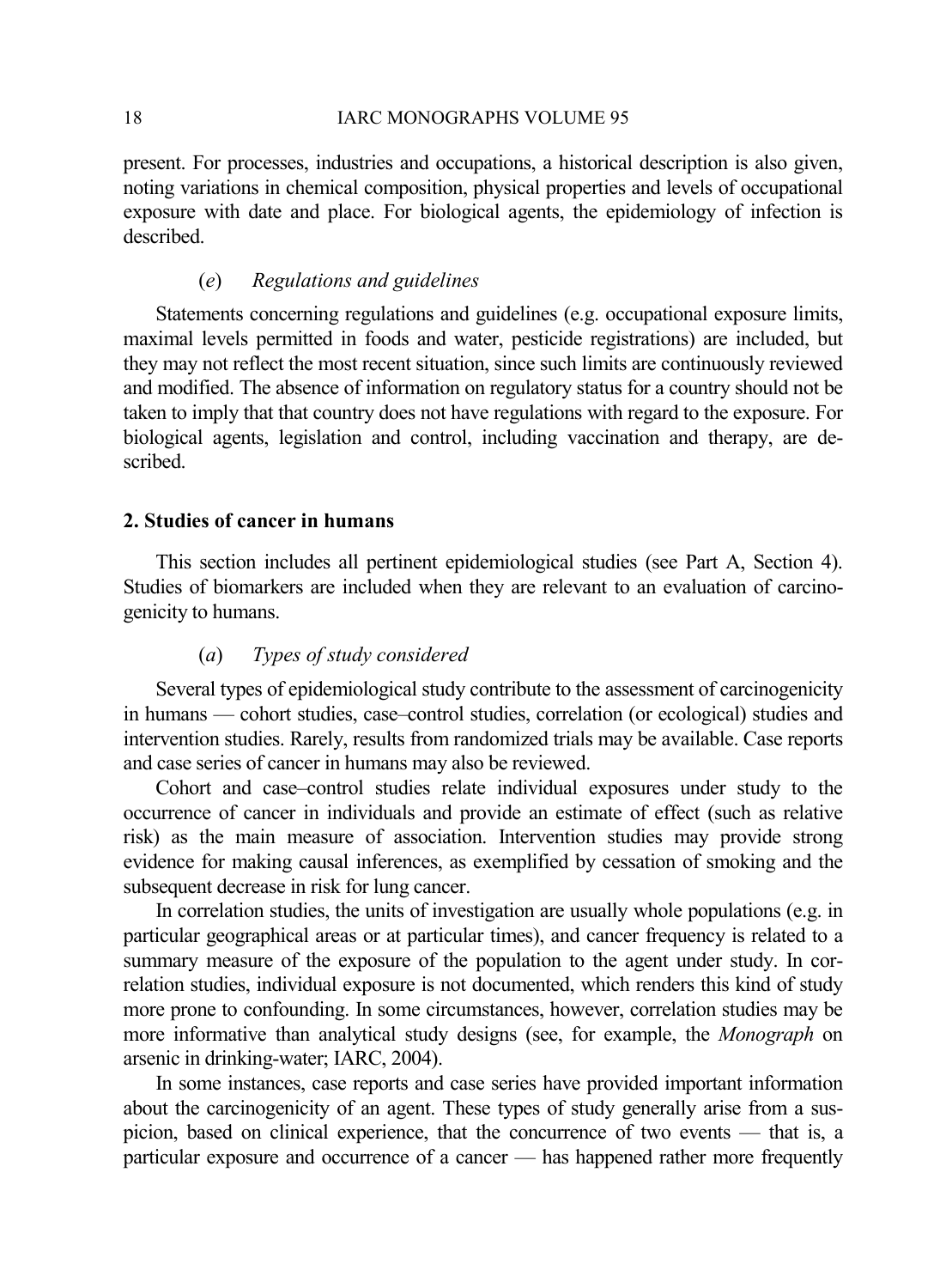present. For processes, industries and occupations, a historical description is also given, noting variations in chemical composition, physical properties and levels of occupational exposure with date and place. For biological agents, the epidemiology of infection is described.

### (*e*) *Regulations and guidelines*

Statements concerning regulations and guidelines (e.g. occupational exposure limits, maximal levels permitted in foods and water, pesticide registrations) are included, but they may not reflect the most recent situation, since such limits are continuously reviewed and modified. The absence of information on regulatory status for a country should not be taken to imply that that country does not have regulations with regard to the exposure. For biological agents, legislation and control, including vaccination and therapy, are described.

## 2. Studies of cancer in humans

This section includes all pertinent epidemiological studies (see Part A, Section 4). Studies of biomarkers are included when they are relevant to an evaluation of carcinogenicity to humans.

### (*a*) *Types of study considered*

Several types of epidemiological study contribute to the assessment of carcinogenicity in humans — cohort studies, case–control studies, correlation (or ecological) studies and intervention studies. Rarely, results from randomized trials may be available. Case reports and case series of cancer in humans may also be reviewed.

Cohort and case–control studies relate individual exposures under study to the occurrence of cancer in individuals and provide an estimate of effect (such as relative risk) as the main measure of association. Intervention studies may provide strong evidence for making causal inferences, as exemplified by cessation of smoking and the subsequent decrease in risk for lung cancer.

In correlation studies, the units of investigation are usually whole populations (e.g. in particular geographical areas or at particular times), and cancer frequency is related to a summary measure of the exposure of the population to the agent under study. In correlation studies, individual exposure is not documented, which renders this kind of study more prone to confounding. In some circumstances, however, correlation studies may be more informative than analytical study designs (see, for example, the *Monograph* on arsenic in drinking-water; IARC, 2004).

In some instances, case reports and case series have provided important information about the carcinogenicity of an agent. These types of study generally arise from a suspicion, based on clinical experience, that the concurrence of two events — that is, a particular exposure and occurrence of a cancer — has happened rather more frequently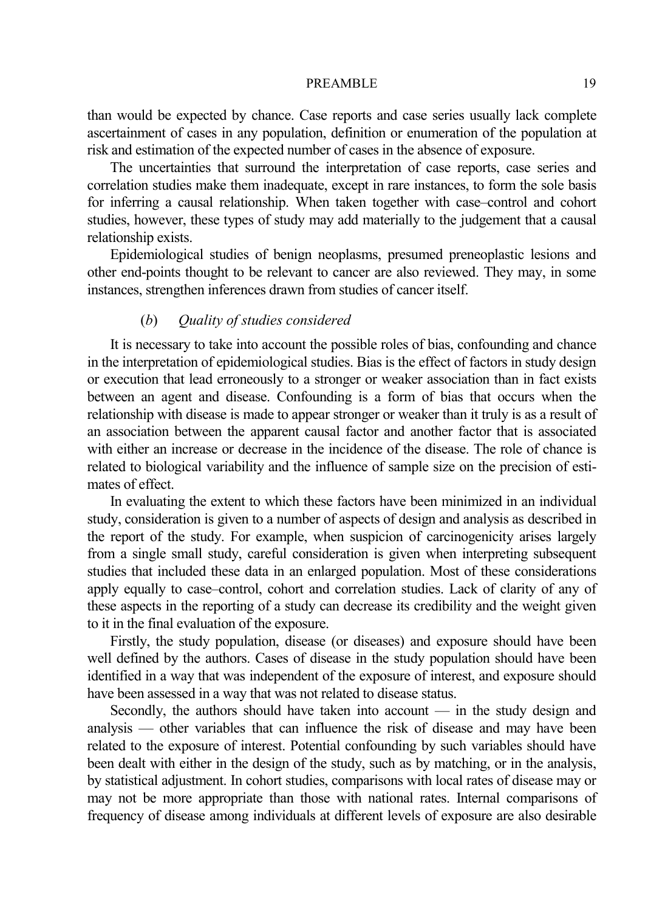than would be expected by chance. Case reports and case series usually lack complete ascertainment of cases in any population, definition or enumeration of the population at risk and estimation of the expected number of cases in the absence of exposure.

The uncertainties that surround the interpretation of case reports, case series and correlation studies make them inadequate, except in rare instances, to form the sole basis for inferring a causal relationship. When taken together with case–control and cohort studies, however, these types of study may add materially to the judgement that a causal relationship exists.

Epidemiological studies of benign neoplasms, presumed preneoplastic lesions and other end-points thought to be relevant to cancer are also reviewed. They may, in some instances, strengthen inferences drawn from studies of cancer itself.

### (*b*) *Quality of studies considered*

It is necessary to take into account the possible roles of bias, confounding and chance in the interpretation of epidemiological studies. Bias is the effect of factors in study design or execution that lead erroneously to a stronger or weaker association than in fact exists between an agent and disease. Confounding is a form of bias that occurs when the relationship with disease is made to appear stronger or weaker than it truly is as a result of an association between the apparent causal factor and another factor that is associated with either an increase or decrease in the incidence of the disease. The role of chance is related to biological variability and the influence of sample size on the precision of estimates of effect.

In evaluating the extent to which these factors have been minimized in an individual study, consideration is given to a number of aspects of design and analysis as described in the report of the study. For example, when suspicion of carcinogenicity arises largely from a single small study, careful consideration is given when interpreting subsequent studies that included these data in an enlarged population. Most of these considerations apply equally to case–control, cohort and correlation studies. Lack of clarity of any of these aspects in the reporting of a study can decrease its credibility and the weight given to it in the final evaluation of the exposure.

Firstly, the study population, disease (or diseases) and exposure should have been well defined by the authors. Cases of disease in the study population should have been identified in a way that was independent of the exposure of interest, and exposure should have been assessed in a way that was not related to disease status.

Secondly, the authors should have taken into account — in the study design and analysis — other variables that can influence the risk of disease and may have been related to the exposure of interest. Potential confounding by such variables should have been dealt with either in the design of the study, such as by matching, or in the analysis, by statistical adjustment. In cohort studies, comparisons with local rates of disease may or may not be more appropriate than those with national rates. Internal comparisons of frequency of disease among individuals at different levels of exposure are also desirable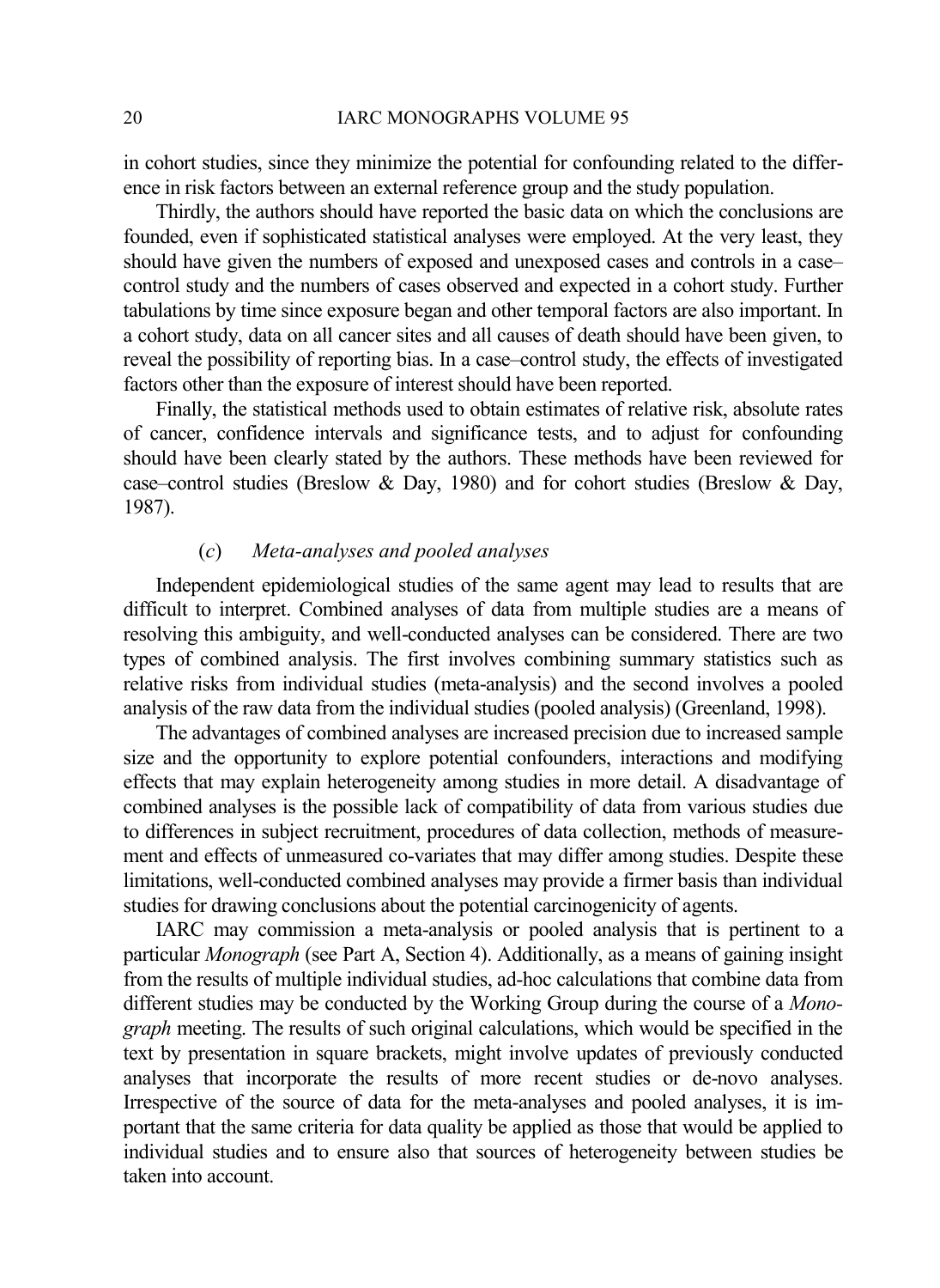in cohort studies, since they minimize the potential for confounding related to the difference in risk factors between an external reference group and the study population.

Thirdly, the authors should have reported the basic data on which the conclusions are founded, even if sophisticated statistical analyses were employed. At the very least, they should have given the numbers of exposed and unexposed cases and controls in a case–control study and the numbers of cases observed and expected in a cohort study. Further tabulations by time since exposure began and other temporal factors are also important. In a cohort study, data on all cancer sites and all causes of death should have been given, to reveal the possibility of reporting bias. In a case–control study, the effects of investigated factors other than the exposure of interest should have been reported.

Finally, the statistical methods used to obtain estimates of relative risk, absolute rates of cancer, confidence intervals and significance tests, and to adjust for confounding should have been clearly stated by the authors. These methods have been reviewed for case–control studies (Breslow & Day, 1980) and for cohort studies (Breslow & Day, 1987).

#### (*c*) *Meta-analyses and pooled analyses*

Independent epidemiological studies of the same agent may lead to results that are difficult to interpret. Combined analyses of data from multiple studies are a means of resolving this ambiguity, and well-conducted analyses can be considered. There are two types of combined analysis. The first involves combining summary statistics such as relative risks from individual studies (meta-analysis) and the second involves a pooled analysis of the raw data from the individual studies (pooled analysis) (Greenland, 1998).

The advantages of combined analyses are increased precision due to increased sample size and the opportunity to explore potential confounders, interactions and modifying effects that may explain heterogeneity among studies in more detail. A disadvantage of combined analyses is the possible lack of compatibility of data from various studies due to differences in subject recruitment, procedures of data collection, methods of measurement and effects of unmeasured co-variates that may differ among studies. Despite these limitations, well-conducted combined analyses may provide a firmer basis than individual studies for drawing conclusions about the potential carcinogenicity of agents.

IARC may commission a meta-analysis or pooled analysis that is pertinent to a particular *Monograph* (see Part A, Section 4). Additionally, as a means of gaining insight from the results of multiple individual studies, ad-hoc calculations that combine data from different studies may be conducted by the Working Group during the course of a *Monograph* meeting. The results of such original calculations, which would be specified in the text by presentation in square brackets, might involve updates of previously conducted analyses that incorporate the results of more recent studies or de-novo analyses. Irrespective of the source of data for the meta-analyses and pooled analyses, it is important that the same criteria for data quality be applied as those that would be applied to individual studies and to ensure also that sources of heterogeneity between studies be taken into account.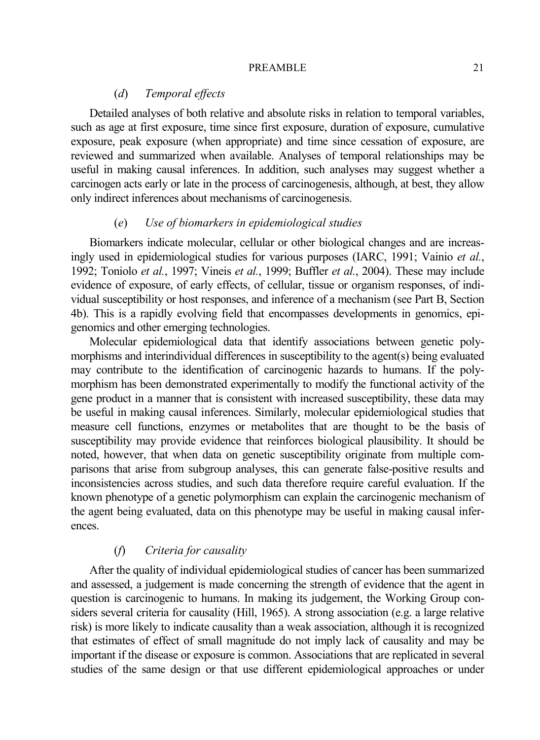### (*d*) *Temporal effects*

Detailed analyses of both relative and absolute risks in relation to temporal variables, such as age at first exposure, time since first exposure, duration of exposure, cumulative exposure, peak exposure (when appropriate) and time since cessation of exposure, are reviewed and summarized when available. Analyses of temporal relationships may be useful in making causal inferences. In addition, such analyses may suggest whether a carcinogen acts early or late in the process of carcinogenesis, although, at best, they allow only indirect inferences about mechanisms of carcinogenesis.

### (*e*) *Use of biomarkers in epidemiological studies*

Biomarkers indicate molecular, cellular or other biological changes and are increasingly used in epidemiological studies for various purposes (IARC, 1991; Vainio *et al.*, 1992; Toniolo *et al.*, 1997; Vineis *et al.*, 1999; Buffler *et al.*, 2004). These may include evidence of exposure, of early effects, of cellular, tissue or organism responses, of individual susceptibility or host responses, and inference of a mechanism (see Part B, Section 4b). This is a rapidly evolving field that encompasses developments in genomics, epigenomics and other emerging technologies.

Molecular epidemiological data that identify associations between genetic polymorphisms and interindividual differences in susceptibility to the agent(s) being evaluated may contribute to the identification of carcinogenic hazards to humans. If the polymorphism has been demonstrated experimentally to modify the functional activity of the gene product in a manner that is consistent with increased susceptibility, these data may be useful in making causal inferences. Similarly, molecular epidemiological studies that measure cell functions, enzymes or metabolites that are thought to be the basis of susceptibility may provide evidence that reinforces biological plausibility. It should be noted, however, that when data on genetic susceptibility originate from multiple comparisons that arise from subgroup analyses, this can generate false-positive results and inconsistencies across studies, and such data therefore require careful evaluation. If the known phenotype of a genetic polymorphism can explain the carcinogenic mechanism of the agent being evaluated, data on this phenotype may be useful in making causal inferences.

### (*f*) *Criteria for causality*

After the quality of individual epidemiological studies of cancer has been summarized and assessed, a judgement is made concerning the strength of evidence that the agent in question is carcinogenic to humans. In making its judgement, the Working Group considers several criteria for causality (Hill, 1965). A strong association (e.g. a large relative risk) is more likely to indicate causality than a weak association, although it is recognized that estimates of effect of small magnitude do not imply lack of causality and may be important if the disease or exposure is common. Associations that are replicated in several studies of the same design or that use different epidemiological approaches or under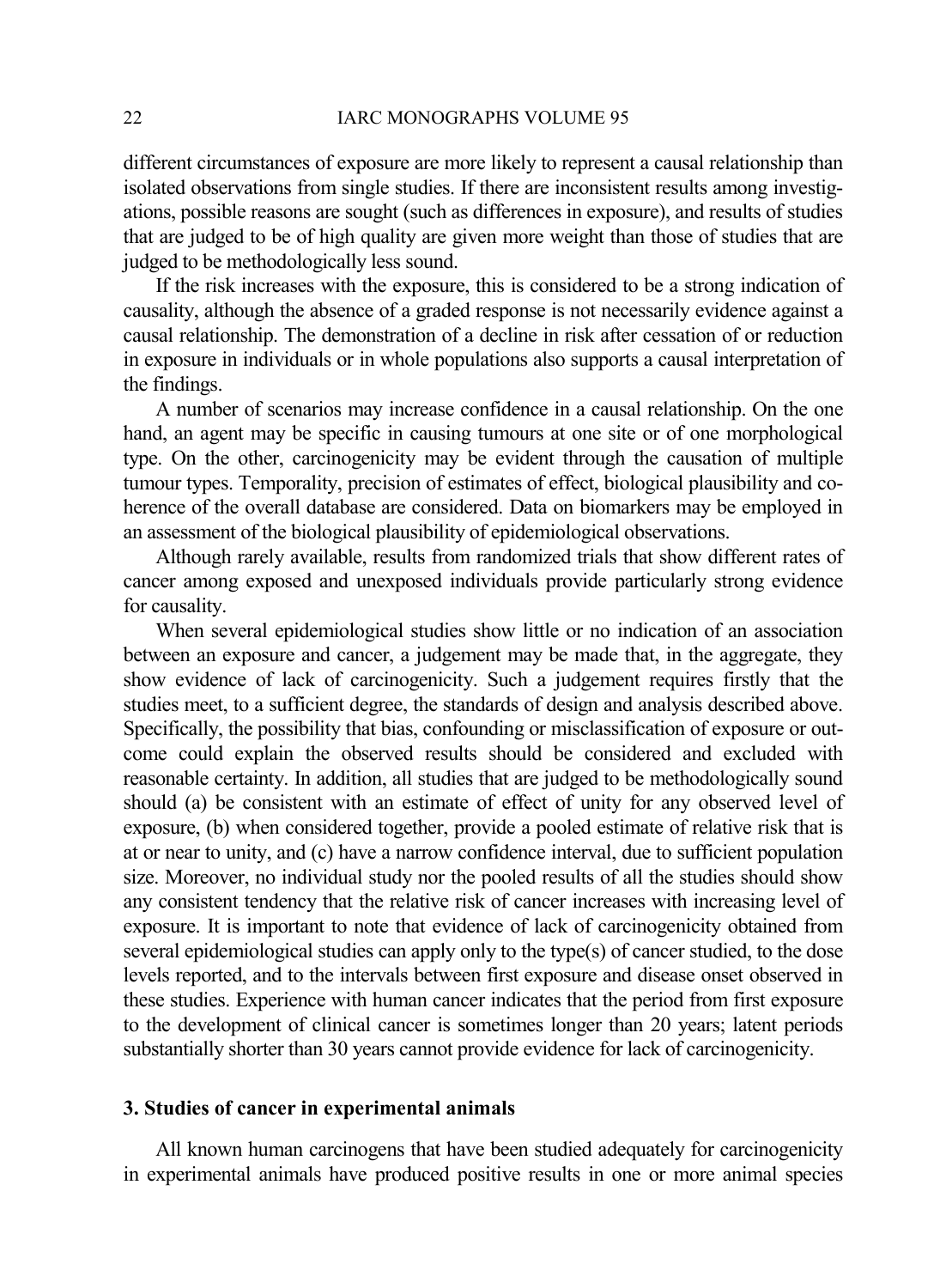different circumstances of exposure are more likely to represent a causal relationship than isolated observations from single studies. If there are inconsistent results among investigations, possible reasons are sought (such as differences in exposure), and results of studies that are judged to be of high quality are given more weight than those of studies that are judged to be methodologically less sound.

If the risk increases with the exposure, this is considered to be a strong indication of causality, although the absence of a graded response is not necessarily evidence against a causal relationship. The demonstration of a decline in risk after cessation of or reduction in exposure in individuals or in whole populations also supports a causal interpretation of the findings.

A number of scenarios may increase confidence in a causal relationship. On the one hand, an agent may be specific in causing tumours at one site or of one morphological type. On the other, carcinogenicity may be evident through the causation of multiple tumour types. Temporality, precision of estimates of effect, biological plausibility and coherence of the overall database are considered. Data on biomarkers may be employed in an assessment of the biological plausibility of epidemiological observations.

Although rarely available, results from randomized trials that show different rates of cancer among exposed and unexposed individuals provide particularly strong evidence for causality.

When several epidemiological studies show little or no indication of an association between an exposure and cancer, a judgement may be made that, in the aggregate, they show evidence of lack of carcinogenicity. Such a judgement requires firstly that the studies meet, to a sufficient degree, the standards of design and analysis described above. Specifically, the possibility that bias, confounding or misclassification of exposure or outcome could explain the observed results should be considered and excluded with reasonable certainty. In addition, all studies that are judged to be methodologically sound should (a) be consistent with an estimate of effect of unity for any observed level of exposure, (b) when considered together, provide a pooled estimate of relative risk that is at or near to unity, and (c) have a narrow confidence interval, due to sufficient population size. Moreover, no individual study nor the pooled results of all the studies should show any consistent tendency that the relative risk of cancer increases with increasing level of exposure. It is important to note that evidence of lack of carcinogenicity obtained from several epidemiological studies can apply only to the type(s) of cancer studied, to the dose levels reported, and to the intervals between first exposure and disease onset observed in these studies. Experience with human cancer indicates that the period from first exposure to the development of clinical cancer is sometimes longer than 20 years; latent periods substantially shorter than 30 years cannot provide evidence for lack of carcinogenicity.

## 3. Studies of cancer in experimental animals

All known human carcinogens that have been studied adequately for carcinogenicity in experimental animals have produced positive results in one or more animal species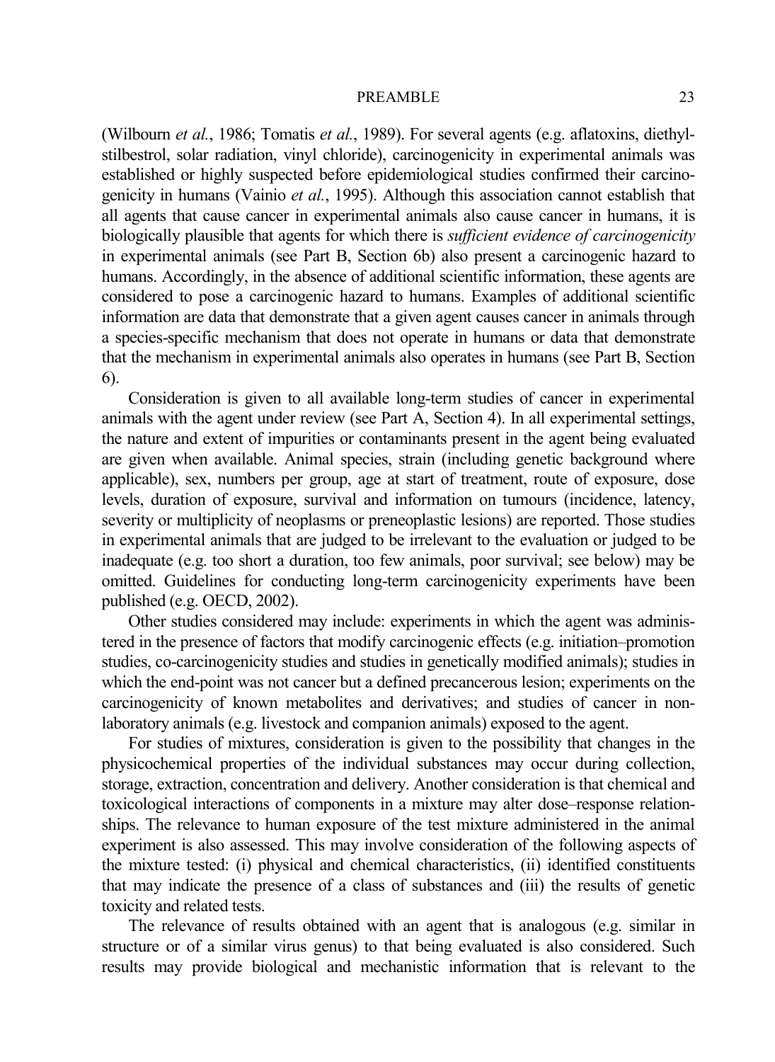(Wilbourn *et al.*, 1986; Tomatis *et al.*, 1989). For several agents (e.g. aflatoxins, diethylstilbestrol, solar radiation, vinyl chloride), carcinogenicity in experimental animals was established or highly suspected before epidemiological studies confirmed their carcinogenicity in humans (Vainio *et al.*, 1995). Although this association cannot establish that all agents that cause cancer in experimental animals also cause cancer in humans, it is biologically plausible that agents for which there is *sufficient evidence of carcinogenicity* in experimental animals (see Part B, Section 6b) also present a carcinogenic hazard to humans. Accordingly, in the absence of additional scientific information, these agents are considered to pose a carcinogenic hazard to humans. Examples of additional scientific information are data that demonstrate that a given agent causes cancer in animals through a species-specific mechanism that does not operate in humans or data that demonstrate that the mechanism in experimental animals also operates in humans (see Part B, Section 6).

Consideration is given to all available long-term studies of cancer in experimental animals with the agent under review (see Part A, Section 4). In all experimental settings, the nature and extent of impurities or contaminants present in the agent being evaluated are given when available. Animal species, strain (including genetic background where applicable), sex, numbers per group, age at start of treatment, route of exposure, dose levels, duration of exposure, survival and information on tumours (incidence, latency, severity or multiplicity of neoplasms or preneoplastic lesions) are reported. Those studies in experimental animals that are judged to be irrelevant to the evaluation or judged to be inadequate (e.g. too short a duration, too few animals, poor survival; see below) may be omitted. Guidelines for conducting long-term carcinogenicity experiments have been published (e.g. OECD, 2002).

Other studies considered may include: experiments in which the agent was administered in the presence of factors that modify carcinogenic effects (e.g. initiation–promotion studies, co-carcinogenicity studies and studies in genetically modified animals); studies in which the end-point was not cancer but a defined precancerous lesion; experiments on the carcinogenicity of known metabolites and derivatives; and studies of cancer in non-laboratory animals (e.g. livestock and companion animals) exposed to the agent.

For studies of mixtures, consideration is given to the possibility that changes in the physicochemical properties of the individual substances may occur during collection, storage, extraction, concentration and delivery. Another consideration is that chemical and toxicological interactions of components in a mixture may alter dose–response relationships. The relevance to human exposure of the test mixture administered in the animal experiment is also assessed. This may involve consideration of the following aspects of the mixture tested: (i) physical and chemical characteristics, (ii) identified constituents that may indicate the presence of a class of substances and (iii) the results of genetic toxicity and related tests.

The relevance of results obtained with an agent that is analogous (e.g. similar in structure or of a similar virus genus) to that being evaluated is also considered. Such results may provide biological and mechanistic information that is relevant to the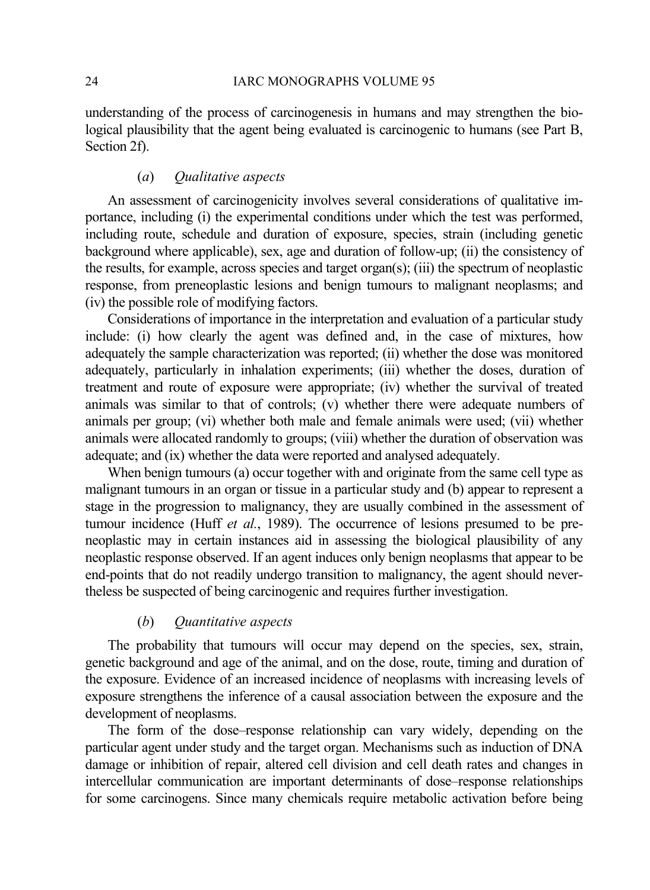understanding of the process of carcinogenesis in humans and may strengthen the biological plausibility that the agent being evaluated is carcinogenic to humans (see Part B, Section 2f).

### (*a*) *Qualitative aspects*

An assessment of carcinogenicity involves several considerations of qualitative importance, including (i) the experimental conditions under which the test was performed, including route, schedule and duration of exposure, species, strain (including genetic background where applicable), sex, age and duration of follow-up; (ii) the consistency of the results, for example, across species and target organ(s); (iii) the spectrum of neoplastic response, from preneoplastic lesions and benign tumours to malignant neoplasms; and (iv) the possible role of modifying factors.

Considerations of importance in the interpretation and evaluation of a particular study include: (i) how clearly the agent was defined and, in the case of mixtures, how adequately the sample characterization was reported; (ii) whether the dose was monitored adequately, particularly in inhalation experiments; (iii) whether the doses, duration of treatment and route of exposure were appropriate; (iv) whether the survival of treated animals was similar to that of controls; (v) whether there were adequate numbers of animals per group; (vi) whether both male and female animals were used; (vii) whether animals were allocated randomly to groups; (viii) whether the duration of observation was adequate; and (ix) whether the data were reported and analysed adequately.

When benign tumours (a) occur together with and originate from the same cell type as malignant tumours in an organ or tissue in a particular study and (b) appear to represent a stage in the progression to malignancy, they are usually combined in the assessment of tumour incidence (Huff *et al.*, 1989). The occurrence of lesions presumed to be preneoplastic may in certain instances aid in assessing the biological plausibility of any neoplastic response observed. If an agent induces only benign neoplasms that appear to be end-points that do not readily undergo transition to malignancy, the agent should nevertheless be suspected of being carcinogenic and requires further investigation.

### (*b*) *Quantitative aspects*

The probability that tumours will occur may depend on the species, sex, strain, genetic background and age of the animal, and on the dose, route, timing and duration of the exposure. Evidence of an increased incidence of neoplasms with increasing levels of exposure strengthens the inference of a causal association between the exposure and the development of neoplasms.

The form of the dose–response relationship can vary widely, depending on the particular agent under study and the target organ. Mechanisms such as induction of DNA damage or inhibition of repair, altered cell division and cell death rates and changes in intercellular communication are important determinants of dose–response relationships for some carcinogens. Since many chemicals require metabolic activation before being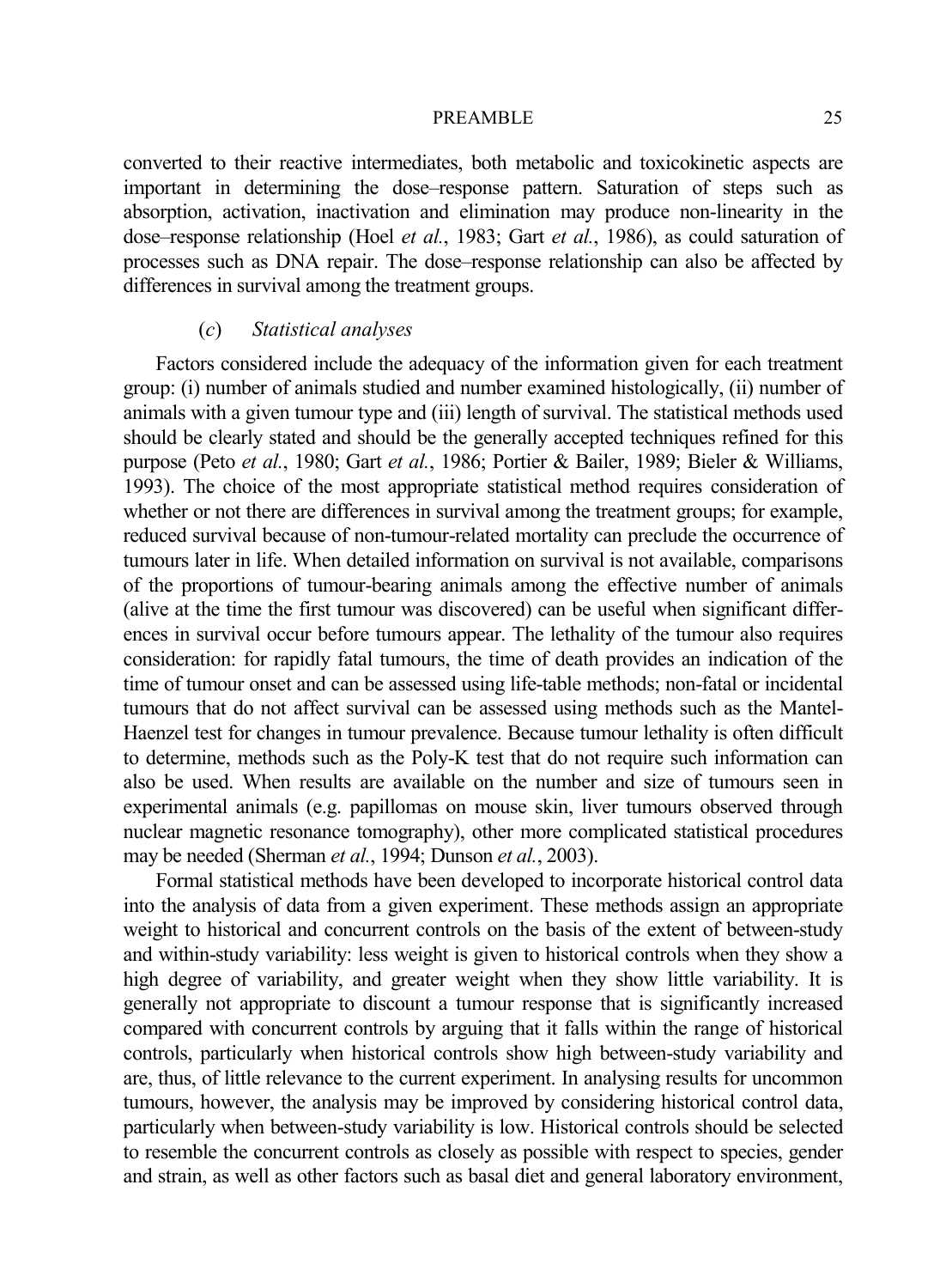converted to their reactive intermediates, both metabolic and toxicokinetic aspects are important in determining the dose–response pattern. Saturation of steps such as absorption, activation, inactivation and elimination may produce non-linearity in the dose–response relationship (Hoel *et al.*, 1983; Gart *et al.*, 1986), as could saturation of processes such as DNA repair. The dose–response relationship can also be affected by differences in survival among the treatment groups.

(*c*) *Statistical analyses*

Factors considered include the adequacy of the information given for each treatment group: (i) number of animals studied and number examined histologically, (ii) number of animals with a given tumour type and (iii) length of survival. The statistical methods used should be clearly stated and should be the generally accepted techniques refined for this purpose (Peto *et al.*, 1980; Gart *et al.*, 1986; Portier & Bailer, 1989; Bieler & Williams, 1993). The choice of the most appropriate statistical method requires consideration of whether or not there are differences in survival among the treatment groups; for example, reduced survival because of non-tumour-related mortality can preclude the occurrence of tumours later in life. When detailed information on survival is not available, comparisons of the proportions of tumour-bearing animals among the effective number of animals (alive at the time the first tumour was discovered) can be useful when significant differences in survival occur before tumours appear. The lethality of the tumour also requires consideration: for rapidly fatal tumours, the time of death provides an indication of the time of tumour onset and can be assessed using life-table methods; non-fatal or incidental tumours that do not affect survival can be assessed using methods such as the Mantel-Haenzel test for changes in tumour prevalence. Because tumour lethality is often difficult to determine, methods such as the Poly-K test that do not require such information can also be used. When results are available on the number and size of tumours seen in experimental animals (e.g. papillomas on mouse skin, liver tumours observed through nuclear magnetic resonance tomography), other more complicated statistical procedures may be needed (Sherman *et al.*, 1994; Dunson *et al.*, 2003).

Formal statistical methods have been developed to incorporate historical control data into the analysis of data from a given experiment. These methods assign an appropriate weight to historical and concurrent controls on the basis of the extent of between-study and within-study variability: less weight is given to historical controls when they show a high degree of variability, and greater weight when they show little variability. It is generally not appropriate to discount a tumour response that is significantly increased compared with concurrent controls by arguing that it falls within the range of historical controls, particularly when historical controls show high between-study variability and are, thus, of little relevance to the current experiment. In analysing results for uncommon tumours, however, the analysis may be improved by considering historical control data, particularly when between-study variability is low. Historical controls should be selected to resemble the concurrent controls as closely as possible with respect to species, gender and strain, as well as other factors such as basal diet and general laboratory environment,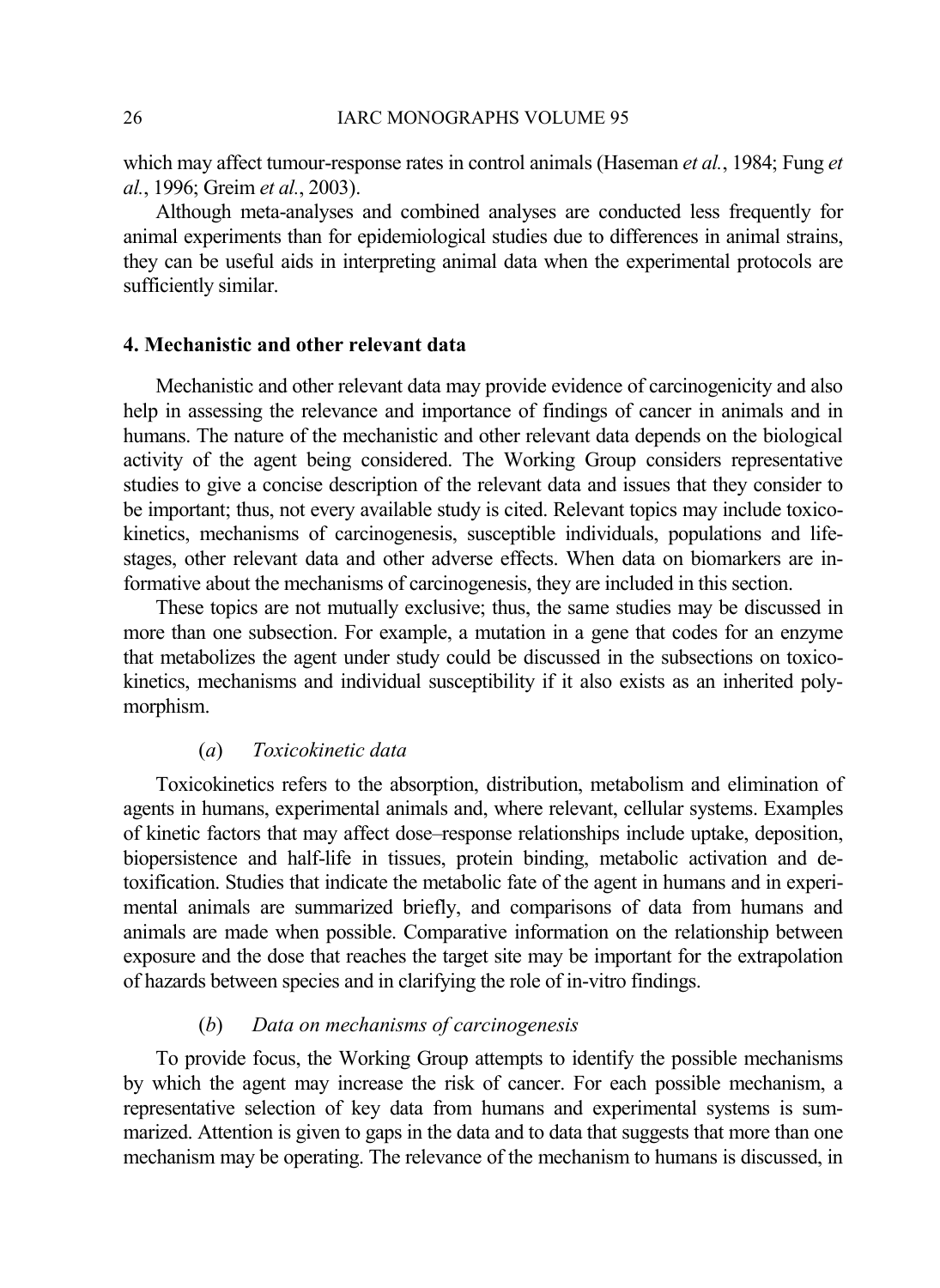which may affect tumour-response rates in control animals (Haseman *et al.*, 1984; Fung *et al.*, 1996; Greim *et al.*, 2003).

Although meta-analyses and combined analyses are conducted less frequently for animal experiments than for epidemiological studies due to differences in animal strains, they can be useful aids in interpreting animal data when the experimental protocols are sufficiently similar.

## 4. Mechanistic and other relevant data

Mechanistic and other relevant data may provide evidence of carcinogenicity and also help in assessing the relevance and importance of findings of cancer in animals and in humans. The nature of the mechanistic and other relevant data depends on the biological activity of the agent being considered. The Working Group considers representative studies to give a concise description of the relevant data and issues that they consider to be important; thus, not every available study is cited. Relevant topics may include toxicokinetics, mechanisms of carcinogenesis, susceptible individuals, populations and life-stages, other relevant data and other adverse effects. When data on biomarkers are informative about the mechanisms of carcinogenesis, they are included in this section.

These topics are not mutually exclusive; thus, the same studies may be discussed in more than one subsection. For example, a mutation in a gene that codes for an enzyme that metabolizes the agent under study could be discussed in the subsections on toxicokinetics, mechanisms and individual susceptibility if it also exists as an inherited polymorphism.

### (*a*) *Toxicokinetic data*

Toxicokinetics refers to the absorption, distribution, metabolism and elimination of agents in humans, experimental animals and, where relevant, cellular systems. Examples of kinetic factors that may affect dose–response relationships include uptake, deposition, biopersistence and half-life in tissues, protein binding, metabolic activation and detoxification. Studies that indicate the metabolic fate of the agent in humans and in experimental animals are summarized briefly, and comparisons of data from humans and animals are made when possible. Comparative information on the relationship between exposure and the dose that reaches the target site may be important for the extrapolation of hazards between species and in clarifying the role of in-vitro findings.

### (*b*) *Data on mechanisms of carcinogenesis*

To provide focus, the Working Group attempts to identify the possible mechanisms by which the agent may increase the risk of cancer. For each possible mechanism, a representative selection of key data from humans and experimental systems is summarized. Attention is given to gaps in the data and to data that suggests that more than one mechanism may be operating. The relevance of the mechanism to humans is discussed, in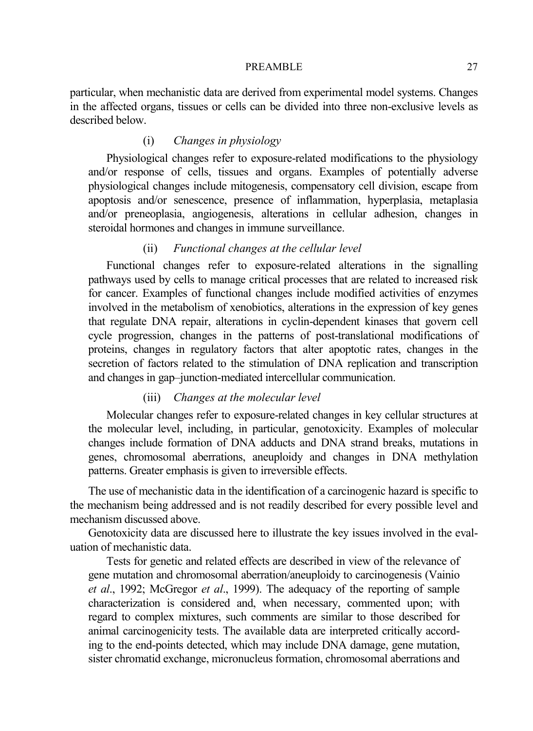particular, when mechanistic data are derived from experimental model systems. Changes in the affected organs, tissues or cells can be divided into three non-exclusive levels as described below.

(i) *Changes in physiology*

Physiological changes refer to exposure-related modifications to the physiology and/or response of cells, tissues and organs. Examples of potentially adverse physiological changes include mitogenesis, compensatory cell division, escape from apoptosis and/or senescence, presence of inflammation, hyperplasia, metaplasia and/or preneoplasia, angiogenesis, alterations in cellular adhesion, changes in steroidal hormones and changes in immune surveillance.

(ii) *Functional changes at the cellular level*

Functional changes refer to exposure-related alterations in the signalling pathways used by cells to manage critical processes that are related to increased risk for cancer. Examples of functional changes include modified activities of enzymes involved in the metabolism of xenobiotics, alterations in the expression of key genes that regulate DNA repair, alterations in cyclin-dependent kinases that govern cell cycle progression, changes in the patterns of post-translational modifications of proteins, changes in regulatory factors that alter apoptotic rates, changes in the secretion of factors related to the stimulation of DNA replication and transcription and changes in gap–junction-mediated intercellular communication.

(iii) *Changes at the molecular level*

Molecular changes refer to exposure-related changes in key cellular structures at the molecular level, including, in particular, genotoxicity. Examples of molecular changes include formation of DNA adducts and DNA strand breaks, mutations in genes, chromosomal aberrations, aneuploidy and changes in DNA methylation patterns. Greater emphasis is given to irreversible effects.

The use of mechanistic data in the identification of a carcinogenic hazard is specific to the mechanism being addressed and is not readily described for every possible level and mechanism discussed above.

Genotoxicity data are discussed here to illustrate the key issues involved in the evaluation of mechanistic data.

Tests for genetic and related effects are described in view of the relevance of gene mutation and chromosomal aberration/aneuploidy to carcinogenesis (Vainio *et al*., 1992; McGregor *et al*., 1999). The adequacy of the reporting of sample characterization is considered and, when necessary, commented upon; with regard to complex mixtures, such comments are similar to those described for animal carcinogenicity tests. The available data are interpreted critically according to the end-points detected, which may include DNA damage, gene mutation, sister chromatid exchange, micronucleus formation, chromosomal aberrations and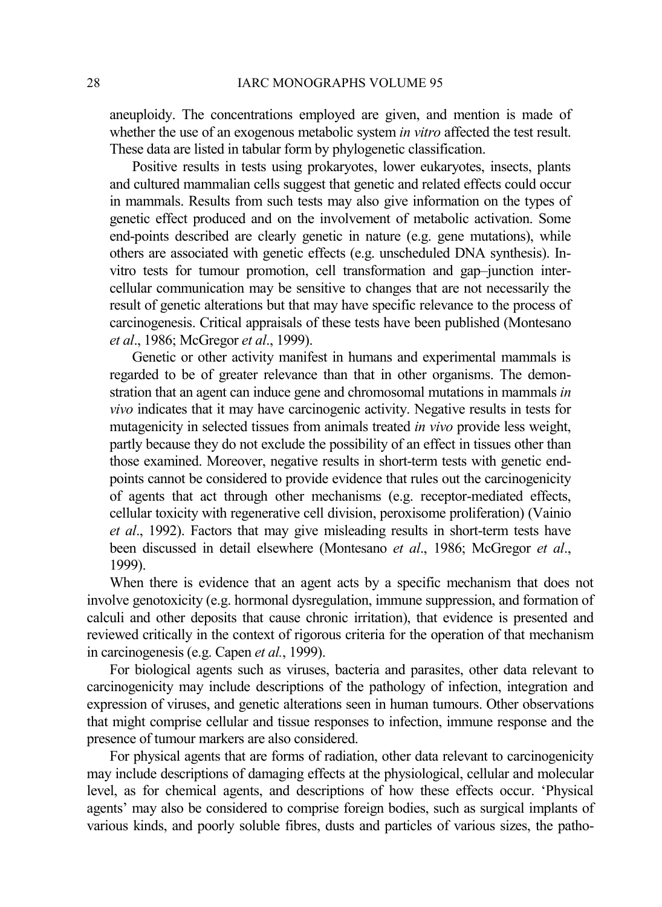aneuploidy. The concentrations employed are given, and mention is made of whether the use of an exogenous metabolic system *in vitro* affected the test result. These data are listed in tabular form by phylogenetic classification.

Positive results in tests using prokaryotes, lower eukaryotes, insects, plants and cultured mammalian cells suggest that genetic and related effects could occur in mammals. Results from such tests may also give information on the types of genetic effect produced and on the involvement of metabolic activation. Some end-points described are clearly genetic in nature (e.g. gene mutations), while others are associated with genetic effects (e.g. unscheduled DNA synthesis). In-vitro tests for tumour promotion, cell transformation and gap–junction intercellular communication may be sensitive to changes that are not necessarily the result of genetic alterations but that may have specific relevance to the process of carcinogenesis. Critical appraisals of these tests have been published (Montesano *et al*., 1986; McGregor *et al*., 1999).

Genetic or other activity manifest in humans and experimental mammals is regarded to be of greater relevance than that in other organisms. The demonstration that an agent can induce gene and chromosomal mutations in mammals *in vivo* indicates that it may have carcinogenic activity. Negative results in tests for mutagenicity in selected tissues from animals treated *in vivo* provide less weight, partly because they do not exclude the possibility of an effect in tissues other than those examined. Moreover, negative results in short-term tests with genetic end-points cannot be considered to provide evidence that rules out the carcinogenicity of agents that act through other mechanisms (e.g. receptor-mediated effects, cellular toxicity with regenerative cell division, peroxisome proliferation) (Vainio *et al*., 1992). Factors that may give misleading results in short-term tests have been discussed in detail elsewhere (Montesano *et al*., 1986; McGregor *et al*., 1999).

When there is evidence that an agent acts by a specific mechanism that does not involve genotoxicity (e.g. hormonal dysregulation, immune suppression, and formation of calculi and other deposits that cause chronic irritation), that evidence is presented and reviewed critically in the context of rigorous criteria for the operation of that mechanism in carcinogenesis (e.g. Capen *et al.*, 1999).

For biological agents such as viruses, bacteria and parasites, other data relevant to carcinogenicity may include descriptions of the pathology of infection, integration and expression of viruses, and genetic alterations seen in human tumours. Other observations that might comprise cellular and tissue responses to infection, immune response and the presence of tumour markers are also considered.

For physical agents that are forms of radiation, other data relevant to carcinogenicity may include descriptions of damaging effects at the physiological, cellular and molecular level, as for chemical agents, and descriptions of how these effects occur. 'Physical agents' may also be considered to comprise foreign bodies, such as surgical implants of various kinds, and poorly soluble fibres, dusts and particles of various sizes, the patho-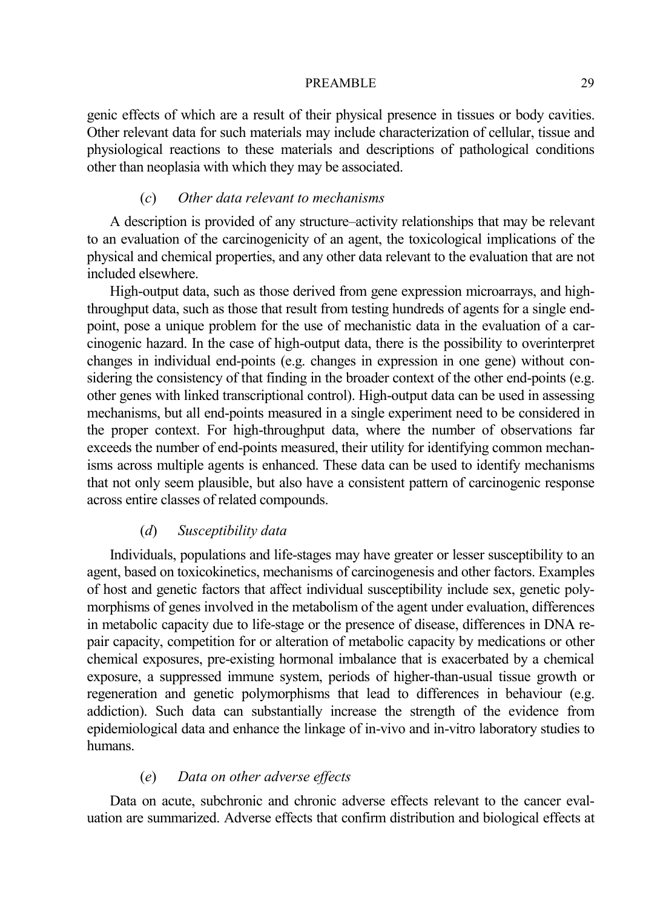genic effects of which are a result of their physical presence in tissues or body cavities. Other relevant data for such materials may include characterization of cellular, tissue and physiological reactions to these materials and descriptions of pathological conditions other than neoplasia with which they may be associated.

### (*c*) *Other data relevant to mechanisms*

A description is provided of any structure–activity relationships that may be relevant to an evaluation of the carcinogenicity of an agent, the toxicological implications of the physical and chemical properties, and any other data relevant to the evaluation that are not included elsewhere.

High-output data, such as those derived from gene expression microarrays, and high-throughput data, such as those that result from testing hundreds of agents for a single end-point, pose a unique problem for the use of mechanistic data in the evaluation of a carcinogenic hazard. In the case of high-output data, there is the possibility to overinterpret changes in individual end-points (e.g. changes in expression in one gene) without considering the consistency of that finding in the broader context of the other end-points (e.g. other genes with linked transcriptional control). High-output data can be used in assessing mechanisms, but all end-points measured in a single experiment need to be considered in the proper context. For high-throughput data, where the number of observations far exceeds the number of end-points measured, their utility for identifying common mechanisms across multiple agents is enhanced. These data can be used to identify mechanisms that not only seem plausible, but also have a consistent pattern of carcinogenic response across entire classes of related compounds.

### (*d*) *Susceptibility data*

Individuals, populations and life-stages may have greater or lesser susceptibility to an agent, based on toxicokinetics, mechanisms of carcinogenesis and other factors. Examples of host and genetic factors that affect individual susceptibility include sex, genetic polymorphisms of genes involved in the metabolism of the agent under evaluation, differences in metabolic capacity due to life-stage or the presence of disease, differences in DNA repair capacity, competition for or alteration of metabolic capacity by medications or other chemical exposures, pre-existing hormonal imbalance that is exacerbated by a chemical exposure, a suppressed immune system, periods of higher-than-usual tissue growth or regeneration and genetic polymorphisms that lead to differences in behaviour (e.g. addiction). Such data can substantially increase the strength of the evidence from epidemiological data and enhance the linkage of in-vivo and in-vitro laboratory studies to humans.

### (*e*) *Data on other adverse effects*

Data on acute, subchronic and chronic adverse effects relevant to the cancer evaluation are summarized. Adverse effects that confirm distribution and biological effects at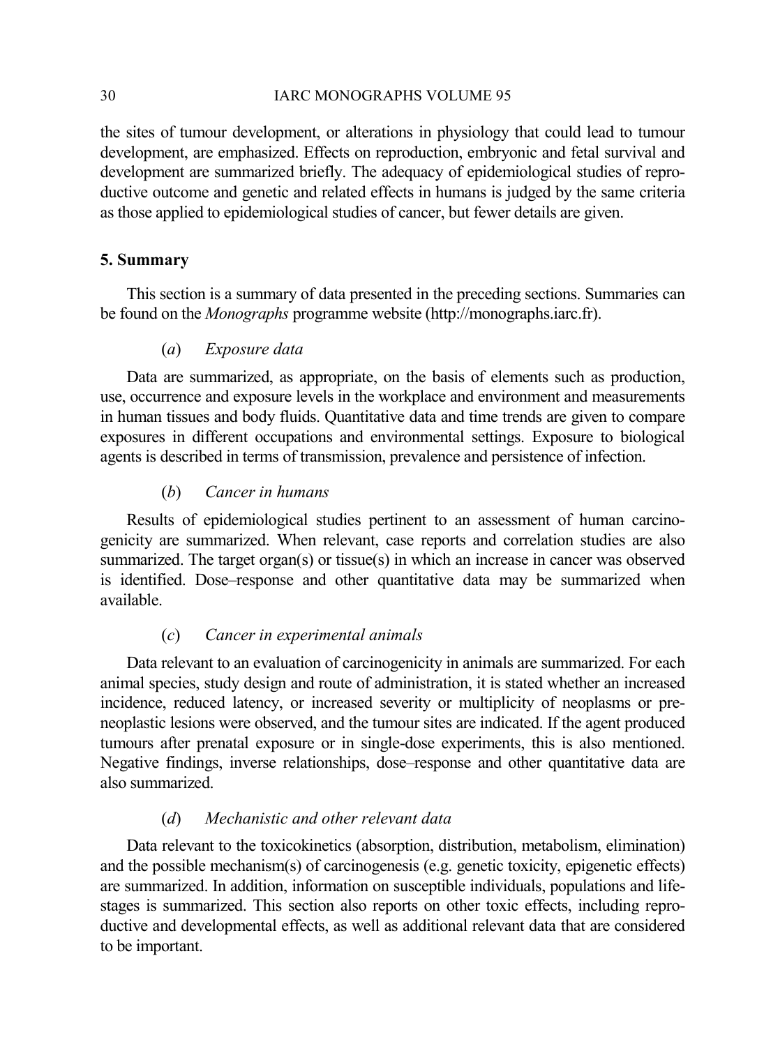the sites of tumour development, or alterations in physiology that could lead to tumour development, are emphasized. Effects on reproduction, embryonic and fetal survival and development are summarized briefly. The adequacy of epidemiological studies of reproductive outcome and genetic and related effects in humans is judged by the same criteria as those applied to epidemiological studies of cancer, but fewer details are given.

## 5. Summary

This section is a summary of data presented in the preceding sections. Summaries can be found on the *Monographs* programme website (http://monographs.iarc.fr).

### (*a*) *Exposure data*

Data are summarized, as appropriate, on the basis of elements such as production, use, occurrence and exposure levels in the workplace and environment and measurements in human tissues and body fluids. Quantitative data and time trends are given to compare exposures in different occupations and environmental settings. Exposure to biological agents is described in terms of transmission, prevalence and persistence of infection.

### (*b*) *Cancer in humans*

Results of epidemiological studies pertinent to an assessment of human carcinogenicity are summarized. When relevant, case reports and correlation studies are also summarized. The target organ(s) or tissue(s) in which an increase in cancer was observed is identified. Dose–response and other quantitative data may be summarized when available.

### (*c*) *Cancer in experimental animals*

Data relevant to an evaluation of carcinogenicity in animals are summarized. For each animal species, study design and route of administration, it is stated whether an increased incidence, reduced latency, or increased severity or multiplicity of neoplasms or preneoplastic lesions were observed, and the tumour sites are indicated. If the agent produced tumours after prenatal exposure or in single-dose experiments, this is also mentioned. Negative findings, inverse relationships, dose–response and other quantitative data are also summarized.

### (*d*) *Mechanistic and other relevant data*

Data relevant to the toxicokinetics (absorption, distribution, metabolism, elimination) and the possible mechanism(s) of carcinogenesis (e.g. genetic toxicity, epigenetic effects) are summarized. In addition, information on susceptible individuals, populations and life-stages is summarized. This section also reports on other toxic effects, including reproductive and developmental effects, as well as additional relevant data that are considered to be important.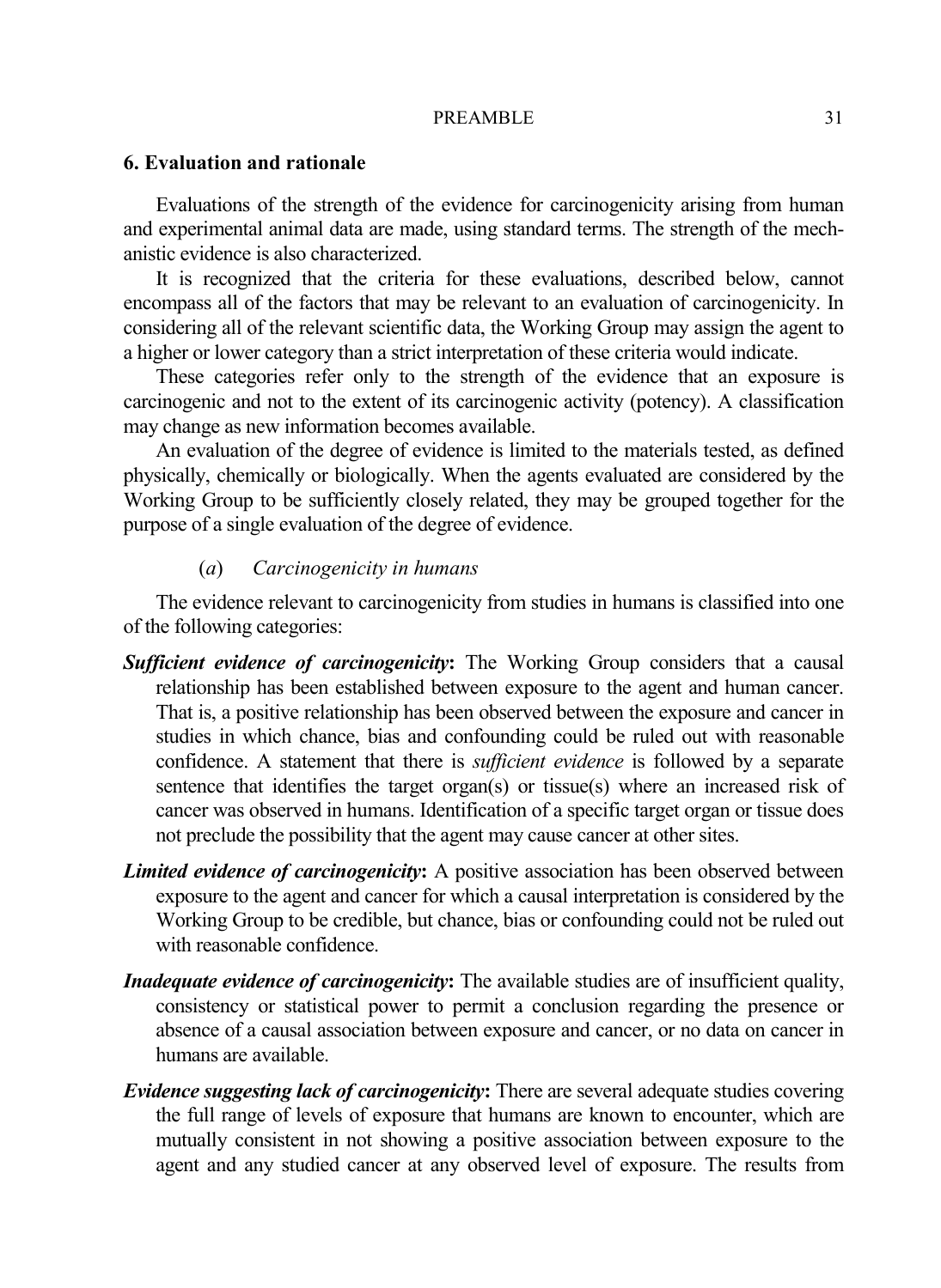## 6. Evaluation and rationale

Evaluations of the strength of the evidence for carcinogenicity arising from human and experimental animal data are made, using standard terms. The strength of the mechanistic evidence is also characterized.

It is recognized that the criteria for these evaluations, described below, cannot encompass all of the factors that may be relevant to an evaluation of carcinogenicity. In considering all of the relevant scientific data, the Working Group may assign the agent to a higher or lower category than a strict interpretation of these criteria would indicate.

These categories refer only to the strength of the evidence that an exposure is carcinogenic and not to the extent of its carcinogenic activity (potency). A classification may change as new information becomes available.

An evaluation of the degree of evidence is limited to the materials tested, as defined physically, chemically or biologically. When the agents evaluated are considered by the Working Group to be sufficiently closely related, they may be grouped together for the purpose of a single evaluation of the degree of evidence.

### (*a*) *Carcinogenicity in humans*

The evidence relevant to carcinogenicity from studies in humans is classified into one of the following categories:

***Sufficient evidence of carcinogenicity*:** The Working Group considers that a causal relationship has been established between exposure to the agent and human cancer. That is, a positive relationship has been observed between the exposure and cancer in studies in which chance, bias and confounding could be ruled out with reasonable confidence. A statement that there is *sufficient evidence* is followed by a separate sentence that identifies the target organ(s) or tissue(s) where an increased risk of cancer was observed in humans. Identification of a specific target organ or tissue does not preclude the possibility that the agent may cause cancer at other sites.

***Limited evidence of carcinogenicity*:** A positive association has been observed between exposure to the agent and cancer for which a causal interpretation is considered by the Working Group to be credible, but chance, bias or confounding could not be ruled out with reasonable confidence.

***Inadequate evidence of carcinogenicity*:** The available studies are of insufficient quality, consistency or statistical power to permit a conclusion regarding the presence or absence of a causal association between exposure and cancer, or no data on cancer in humans are available.

***Evidence suggesting lack of carcinogenicity*:** There are several adequate studies covering the full range of levels of exposure that humans are known to encounter, which are mutually consistent in not showing a positive association between exposure to the agent and any studied cancer at any observed level of exposure. The results from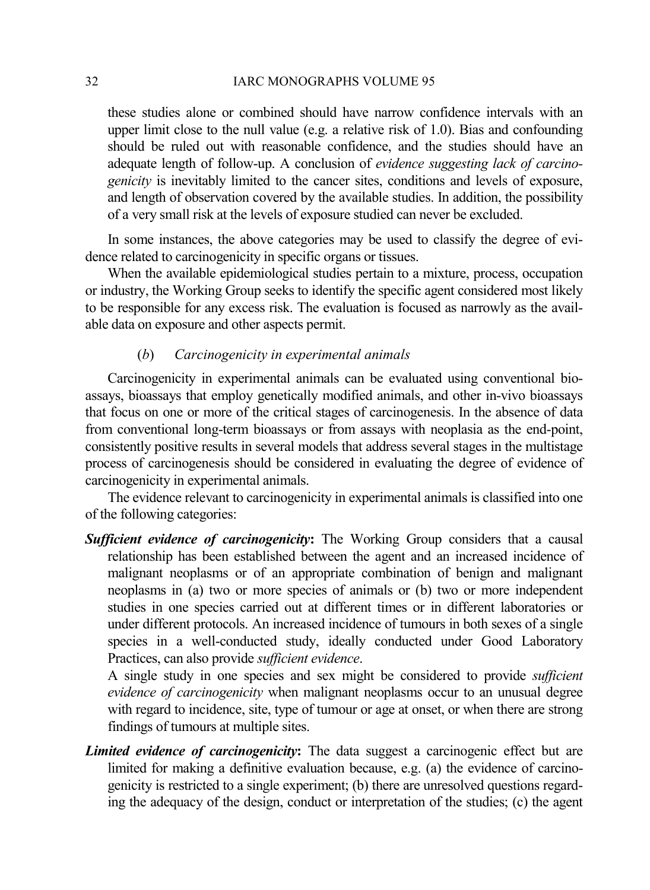these studies alone or combined should have narrow confidence intervals with an upper limit close to the null value (e.g. a relative risk of 1.0). Bias and confounding should be ruled out with reasonable confidence, and the studies should have an adequate length of follow-up. A conclusion of *evidence suggesting lack of carcinogenicity* is inevitably limited to the cancer sites, conditions and levels of exposure, and length of observation covered by the available studies. In addition, the possibility of a very small risk at the levels of exposure studied can never be excluded.

In some instances, the above categories may be used to classify the degree of evidence related to carcinogenicity in specific organs or tissues.

When the available epidemiological studies pertain to a mixture, process, occupation or industry, the Working Group seeks to identify the specific agent considered most likely to be responsible for any excess risk. The evaluation is focused as narrowly as the available data on exposure and other aspects permit.

#### (*b*) *Carcinogenicity in experimental animals*

Carcinogenicity in experimental animals can be evaluated using conventional bioassays, bioassays that employ genetically modified animals, and other in-vivo bioassays that focus on one or more of the critical stages of carcinogenesis. In the absence of data from conventional long-term bioassays or from assays with neoplasia as the end-point, consistently positive results in several models that address several stages in the multistage process of carcinogenesis should be considered in evaluating the degree of evidence of carcinogenicity in experimental animals.

The evidence relevant to carcinogenicity in experimental animals is classified into one of the following categories:

***Sufficient evidence of carcinogenicity*:** The Working Group considers that a causal relationship has been established between the agent and an increased incidence of malignant neoplasms or of an appropriate combination of benign and malignant neoplasms in (a) two or more species of animals or (b) two or more independent studies in one species carried out at different times or in different laboratories or under different protocols. An increased incidence of tumours in both sexes of a single species in a well-conducted study, ideally conducted under Good Laboratory Practices, can also provide *sufficient evidence*.

A single study in one species and sex might be considered to provide *sufficient evidence of carcinogenicity* when malignant neoplasms occur to an unusual degree with regard to incidence, site, type of tumour or age at onset, or when there are strong findings of tumours at multiple sites.

***Limited evidence of carcinogenicity*:** The data suggest a carcinogenic effect but are limited for making a definitive evaluation because, e.g. (a) the evidence of carcinogenicity is restricted to a single experiment; (b) there are unresolved questions regarding the adequacy of the design, conduct or interpretation of the studies; (c) the agent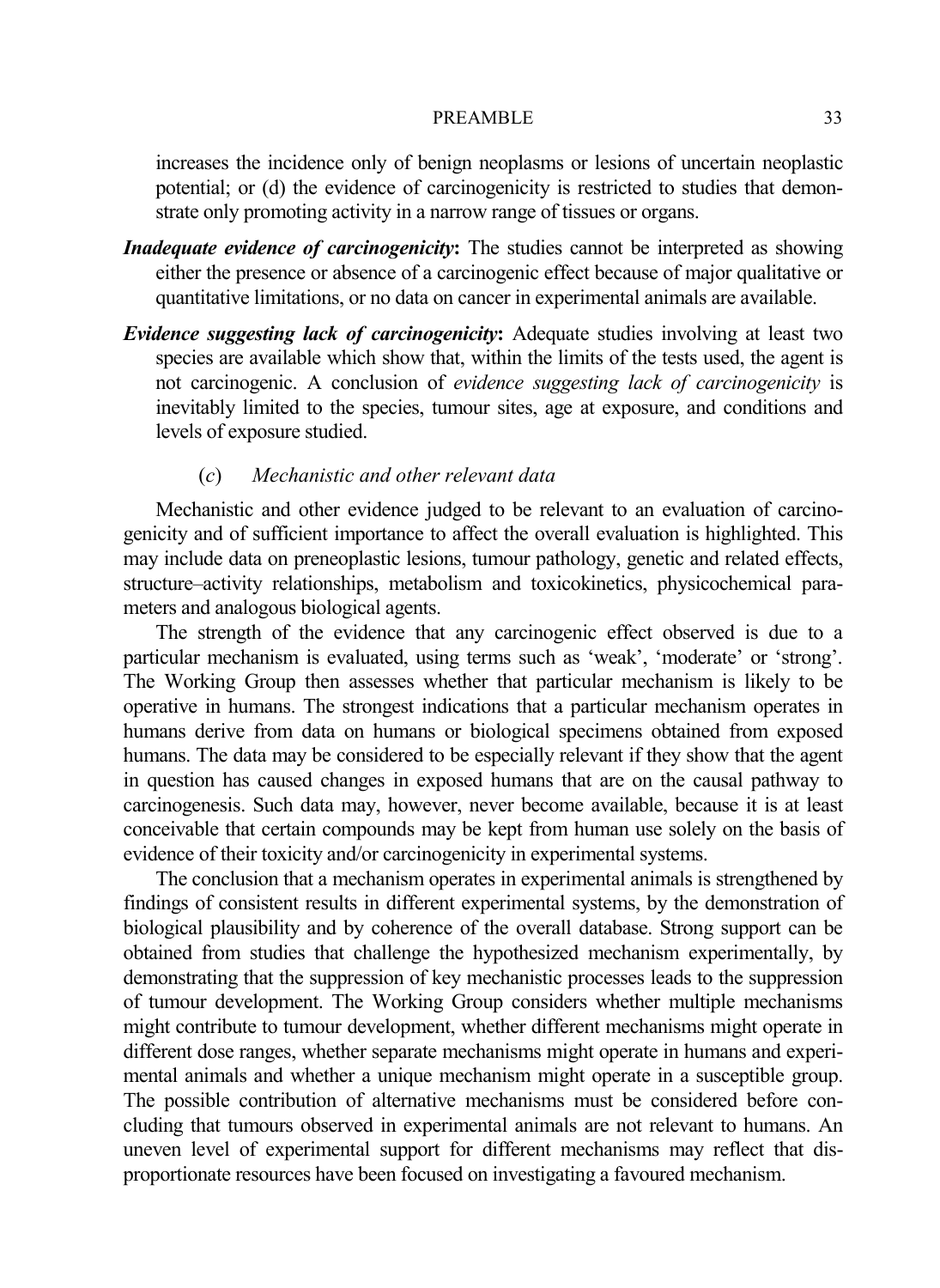increases the incidence only of benign neoplasms or lesions of uncertain neoplastic potential; or (d) the evidence of carcinogenicity is restricted to studies that demonstrate only promoting activity in a narrow range of tissues or organs.

***Inadequate evidence of carcinogenicity*:** The studies cannot be interpreted as showing either the presence or absence of a carcinogenic effect because of major qualitative or quantitative limitations, or no data on cancer in experimental animals are available.

***Evidence suggesting lack of carcinogenicity*:** Adequate studies involving at least two species are available which show that, within the limits of the tests used, the agent is not carcinogenic. A conclusion of *evidence suggesting lack of carcinogenicity* is inevitably limited to the species, tumour sites, age at exposure, and conditions and levels of exposure studied.

### (*c*) *Mechanistic and other relevant data*

Mechanistic and other evidence judged to be relevant to an evaluation of carcinogenicity and of sufficient importance to affect the overall evaluation is highlighted. This may include data on preneoplastic lesions, tumour pathology, genetic and related effects, structure–activity relationships, metabolism and toxicokinetics, physicochemical parameters and analogous biological agents.

The strength of the evidence that any carcinogenic effect observed is due to a particular mechanism is evaluated, using terms such as 'weak', 'moderate' or 'strong'. The Working Group then assesses whether that particular mechanism is likely to be operative in humans. The strongest indications that a particular mechanism operates in humans derive from data on humans or biological specimens obtained from exposed humans. The data may be considered to be especially relevant if they show that the agent in question has caused changes in exposed humans that are on the causal pathway to carcinogenesis. Such data may, however, never become available, because it is at least conceivable that certain compounds may be kept from human use solely on the basis of evidence of their toxicity and/or carcinogenicity in experimental systems.

The conclusion that a mechanism operates in experimental animals is strengthened by findings of consistent results in different experimental systems, by the demonstration of biological plausibility and by coherence of the overall database. Strong support can be obtained from studies that challenge the hypothesized mechanism experimentally, by demonstrating that the suppression of key mechanistic processes leads to the suppression of tumour development. The Working Group considers whether multiple mechanisms might contribute to tumour development, whether different mechanisms might operate in different dose ranges, whether separate mechanisms might operate in humans and experimental animals and whether a unique mechanism might operate in a susceptible group. The possible contribution of alternative mechanisms must be considered before concluding that tumours observed in experimental animals are not relevant to humans. An uneven level of experimental support for different mechanisms may reflect that disproportionate resources have been focused on investigating a favoured mechanism.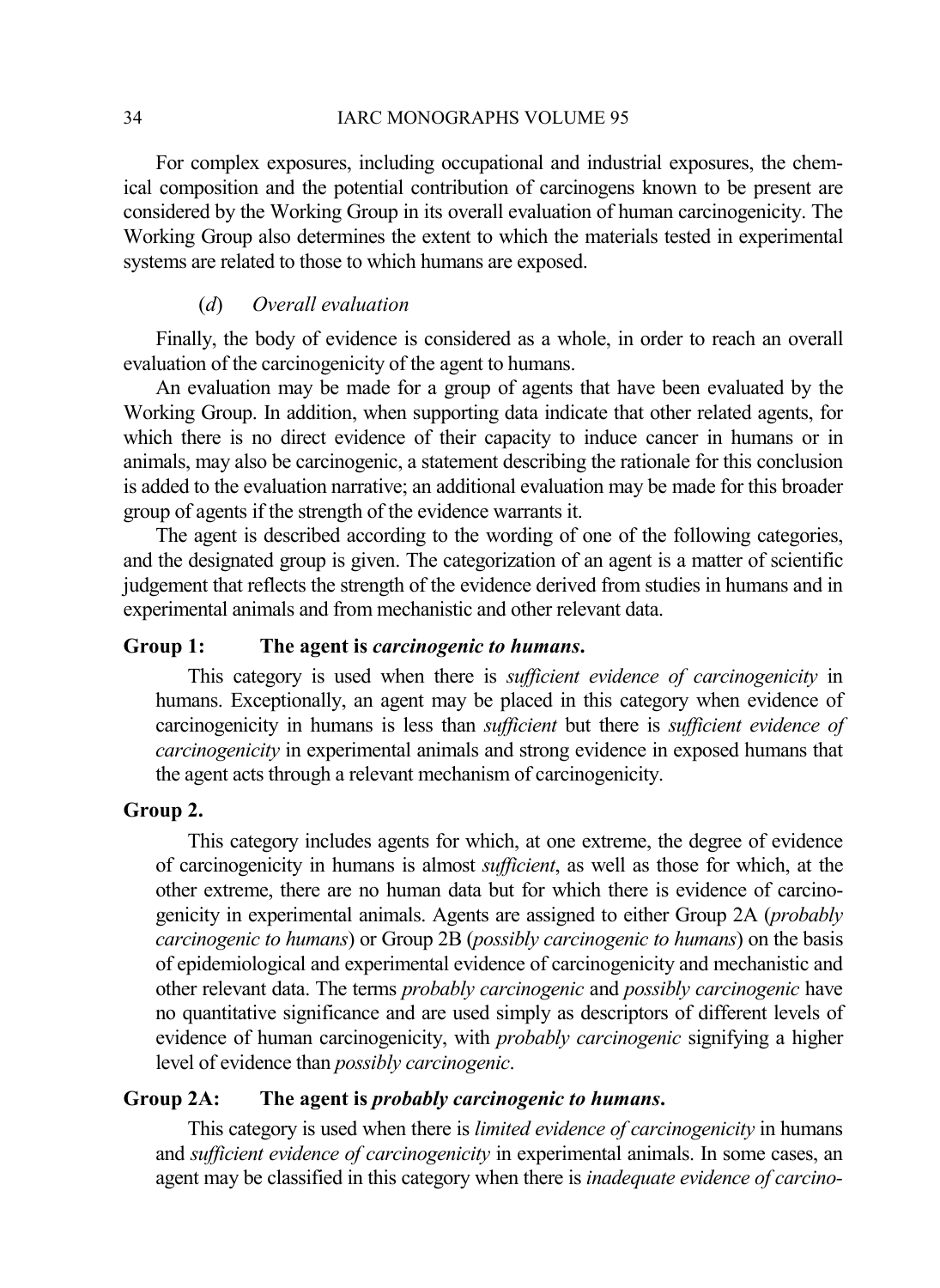For complex exposures, including occupational and industrial exposures, the chemical composition and the potential contribution of carcinogens known to be present are considered by the Working Group in its overall evaluation of human carcinogenicity. The Working Group also determines the extent to which the materials tested in experimental systems are related to those to which humans are exposed.

### (*d*) *Overall evaluation*

Finally, the body of evidence is considered as a whole, in order to reach an overall evaluation of the carcinogenicity of the agent to humans.

An evaluation may be made for a group of agents that have been evaluated by the Working Group. In addition, when supporting data indicate that other related agents, for which there is no direct evidence of their capacity to induce cancer in humans or in animals, may also be carcinogenic, a statement describing the rationale for this conclusion is added to the evaluation narrative; an additional evaluation may be made for this broader group of agents if the strength of the evidence warrants it.

The agent is described according to the wording of one of the following categories, and the designated group is given. The categorization of an agent is a matter of scientific judgement that reflects the strength of the evidence derived from studies in humans and in experimental animals and from mechanistic and other relevant data.

**Group 1: The agent is *carcinogenic to humans*.**

This category is used when there is *sufficient evidence of carcinogenicity* in humans. Exceptionally, an agent may be placed in this category when evidence of carcinogenicity in humans is less than *sufficient* but there is *sufficient evidence of carcinogenicity* in experimental animals and strong evidence in exposed humans that the agent acts through a relevant mechanism of carcinogenicity.

**Group 2.**

This category includes agents for which, at one extreme, the degree of evidence of carcinogenicity in humans is almost *sufficient*, as well as those for which, at the other extreme, there are no human data but for which there is evidence of carcinogenicity in experimental animals. Agents are assigned to either Group 2A (*probably carcinogenic to humans*) or Group 2B (*possibly carcinogenic to humans*) on the basis of epidemiological and experimental evidence of carcinogenicity and mechanistic and other relevant data. The terms *probably carcinogenic* and *possibly carcinogenic* have no quantitative significance and are used simply as descriptors of different levels of evidence of human carcinogenicity, with *probably carcinogenic* signifying a higher level of evidence than *possibly carcinogenic*.

**Group 2A: The agent is *probably carcinogenic to humans*.**

This category is used when there is *limited evidence of carcinogenicity* in humans and *sufficient evidence of carcinogenicity* in experimental animals. In some cases, an agent may be classified in this category when there is *inadequate evidence of carcino-*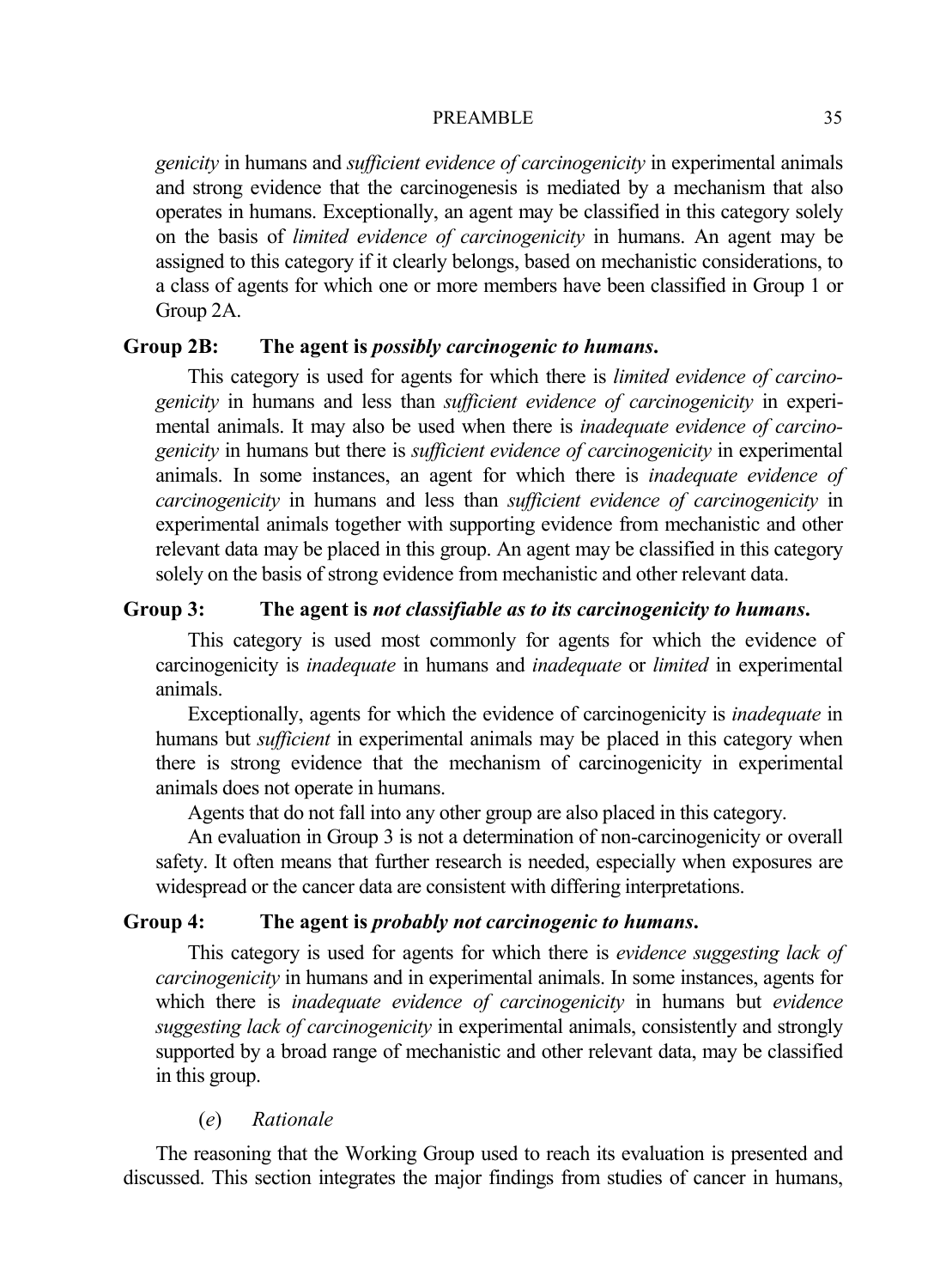*genicity* in humans and *sufficient evidence of carcinogenicity* in experimental animals and strong evidence that the carcinogenesis is mediated by a mechanism that also operates in humans. Exceptionally, an agent may be classified in this category solely on the basis of *limited evidence of carcinogenicity* in humans. An agent may be assigned to this category if it clearly belongs, based on mechanistic considerations, to a class of agents for which one or more members have been classified in Group 1 or Group 2A.

**Group 2B: The agent is *possibly carcinogenic to humans*.**

This category is used for agents for which there is *limited evidence of carcinogenicity* in humans and less than *sufficient evidence of carcinogenicity* in experimental animals. It may also be used when there is *inadequate evidence of carcinogenicity* in humans but there is *sufficient evidence of carcinogenicity* in experimental animals. In some instances, an agent for which there is *inadequate evidence of carcinogenicity* in humans and less than *sufficient evidence of carcinogenicity* in experimental animals together with supporting evidence from mechanistic and other relevant data may be placed in this group. An agent may be classified in this category solely on the basis of strong evidence from mechanistic and other relevant data.

**Group 3: The agent is *not classifiable as to its carcinogenicity to humans*.**

This category is used most commonly for agents for which the evidence of carcinogenicity is *inadequate* in humans and *inadequate* or *limited* in experimental animals.

Exceptionally, agents for which the evidence of carcinogenicity is *inadequate* in humans but *sufficient* in experimental animals may be placed in this category when there is strong evidence that the mechanism of carcinogenicity in experimental animals does not operate in humans.

Agents that do not fall into any other group are also placed in this category.

An evaluation in Group 3 is not a determination of non-carcinogenicity or overall safety. It often means that further research is needed, especially when exposures are widespread or the cancer data are consistent with differing interpretations.

**Group 4: The agent is *probably not carcinogenic to humans*.**

This category is used for agents for which there is *evidence suggesting lack of carcinogenicity* in humans and in experimental animals. In some instances, agents for which there is *inadequate evidence of carcinogenicity* in humans but *evidence suggesting lack of carcinogenicity* in experimental animals, consistently and strongly supported by a broad range of mechanistic and other relevant data, may be classified in this group.

(*e*) *Rationale*

The reasoning that the Working Group used to reach its evaluation is presented and discussed. This section integrates the major findings from studies of cancer in humans,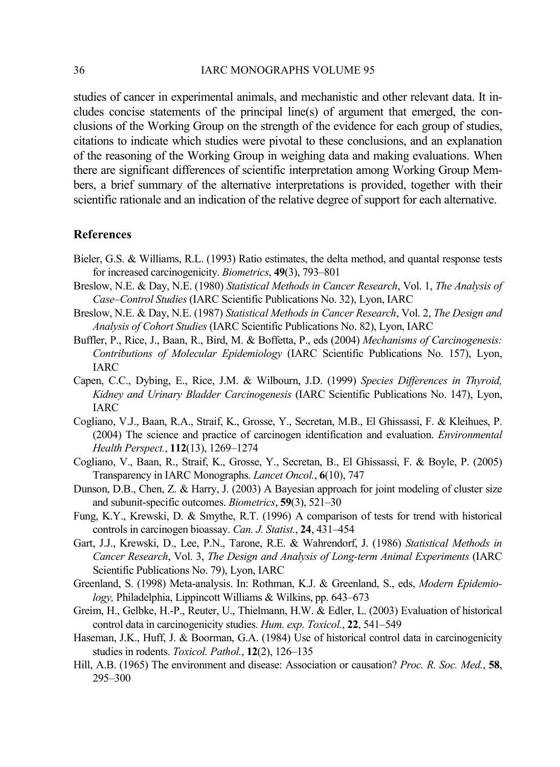studies of cancer in experimental animals, and mechanistic and other relevant data. It includes concise statements of the principal line(s) of argument that emerged, the conclusions of the Working Group on the strength of the evidence for each group of studies, citations to indicate which studies were pivotal to these conclusions, and an explanation of the reasoning of the Working Group in weighing data and making evaluations. When there are significant differences of scientific interpretation among Working Group Members, a brief summary of the alternative interpretations is provided, together with their scientific rationale and an indication of the relative degree of support for each alternative.

## References

Bieler, G.S. & Williams, R.L. (1993) Ratio estimates, the delta method, and quantal response tests for increased carcinogenicity. *Biometrics*, **49**(3), 793–801

Breslow, N.E. & Day, N.E. (1980) *Statistical Methods in Cancer Research*, Vol. 1, *The Analysis of Case–Control Studies* (IARC Scientific Publications No. 32), Lyon, IARC

Breslow, N.E. & Day, N.E. (1987) *Statistical Methods in Cancer Research*, Vol. 2, *The Design and Analysis of Cohort Studies* (IARC Scientific Publications No. 82), Lyon, IARC

Buffler, P., Rice, J., Baan, R., Bird, M. & Boffetta, P., eds (2004) *Mechanisms of Carcinogenesis: Contributions of Molecular Epidemiology* (IARC Scientific Publications No. 157), Lyon, IARC

Capen, C.C., Dybing, E., Rice, J.M. & Wilbourn, J.D. (1999) *Species Differences in Thyroid, Kidney and Urinary Bladder Carcinogenesis* (IARC Scientific Publications No. 147), Lyon, IARC

Cogliano, V.J., Baan, R.A., Straif, K., Grosse, Y., Secretan, M.B., El Ghissassi, F. & Kleihues, P. (2004) The science and practice of carcinogen identification and evaluation. *Environmental Health Perspect.*, **112**(13), 1269–1274

Cogliano, V., Baan, R., Straif, K., Grosse, Y., Secretan, B., El Ghissassi, F. & Boyle, P. (2005) Transparency in IARC Monographs. *Lancet Oncol.*, **6**(10), 747

Dunson, D.B., Chen, Z. & Harry, J. (2003) A Bayesian approach for joint modeling of cluster size and subunit-specific outcomes. *Biometrics*, **59**(3), 521–30

Fung, K.Y., Krewski, D. & Smythe, R.T. (1996) A comparison of tests for trend with historical controls in carcinogen bioassay. *Can. J. Statist.*, **24**, 431–454

Gart, J.J., Krewski, D., Lee, P.N., Tarone, R.E. & Wahrendorf, J. (1986) *Statistical Methods in Cancer Research*, Vol. 3, *The Design and Analysis of Long-term Animal Experiments* (IARC Scientific Publications No. 79), Lyon, IARC

Greenland, S. (1998) Meta-analysis. In: Rothman, K.J. & Greenland, S., eds, *Modern Epidemiology,* Philadelphia, Lippincott Williams & Wilkins, pp. 643–673

Greim, H., Gelbke, H.-P., Reuter, U., Thielmann, H.W. & Edler, L. (2003) Evaluation of historical control data in carcinogenicity studies. *Hum. exp. Toxicol.*, **22**, 541–549

Haseman, J.K., Huff, J. & Boorman, G.A. (1984) Use of historical control data in carcinogenicity studies in rodents. *Toxicol. Pathol.*, **12**(2), 126–135

Hill, A.B. (1965) The environment and disease: Association or causation? *Proc. R. Soc. Med.*, **58**, 295–300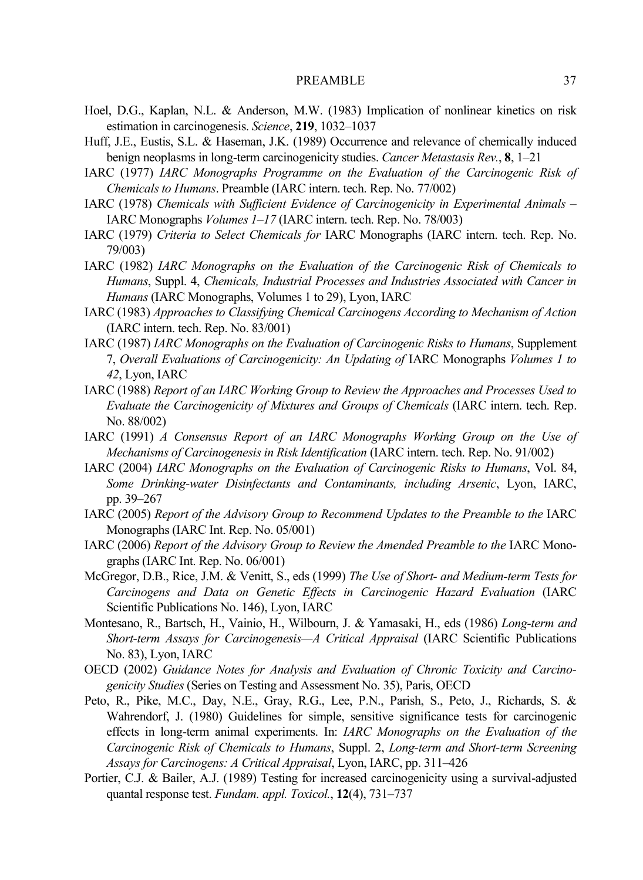Hoel, D.G., Kaplan, N.L. & Anderson, M.W. (1983) Implication of nonlinear kinetics on risk estimation in carcinogenesis. *Science*, **219**, 1032–1037

Huff, J.E., Eustis, S.L. & Haseman, J.K. (1989) Occurrence and relevance of chemically induced benign neoplasms in long-term carcinogenicity studies. *Cancer Metastasis Rev.*, **8**, 1–21

IARC (1977) *IARC Monographs Programme on the Evaluation of the Carcinogenic Risk of Chemicals to Humans*. Preamble (IARC intern. tech. Rep. No. 77/002)

IARC (1978) *Chemicals with Sufficient Evidence of Carcinogenicity in Experimental Animals –* IARC Monographs *Volumes 1–17* (IARC intern. tech. Rep. No. 78/003)

IARC (1979) *Criteria to Select Chemicals for* IARC Monographs (IARC intern. tech. Rep. No. 79/003)

IARC (1982) *IARC Monographs on the Evaluation of the Carcinogenic Risk of Chemicals to Humans*, Suppl. 4, *Chemicals, Industrial Processes and Industries Associated with Cancer in Humans* (IARC Monographs, Volumes 1 to 29), Lyon, IARC

IARC (1983) *Approaches to Classifying Chemical Carcinogens According to Mechanism of Action* (IARC intern. tech. Rep. No. 83/001)

IARC (1987) *IARC Monographs on the Evaluation of Carcinogenic Risks to Humans*, Supplement 7, *Overall Evaluations of Carcinogenicity: An Updating of* IARC Monographs *Volumes 1 to 42*, Lyon, IARC

IARC (1988) *Report of an IARC Working Group to Review the Approaches and Processes Used to Evaluate the Carcinogenicity of Mixtures and Groups of Chemicals* (IARC intern. tech. Rep. No. 88/002)

IARC (1991) *A Consensus Report of an IARC Monographs Working Group on the Use of Mechanisms of Carcinogenesis in Risk Identification* (IARC intern. tech. Rep. No. 91/002)

IARC (2004) *IARC Monographs on the Evaluation of Carcinogenic Risks to Humans*, Vol. 84, *Some Drinking-water Disinfectants and Contaminants, including Arsenic*, Lyon, IARC, pp. 39–267

IARC (2005) *Report of the Advisory Group to Recommend Updates to the Preamble to the* IARC Monographs (IARC Int. Rep. No. 05/001)

IARC (2006) *Report of the Advisory Group to Review the Amended Preamble to the* IARC Monographs (IARC Int. Rep. No. 06/001)

McGregor, D.B., Rice, J.M. & Venitt, S., eds (1999) *The Use of Short- and Medium-term Tests for Carcinogens and Data on Genetic Effects in Carcinogenic Hazard Evaluation* (IARC Scientific Publications No. 146), Lyon, IARC

Montesano, R., Bartsch, H., Vainio, H., Wilbourn, J. & Yamasaki, H., eds (1986) *Long-term and Short-term Assays for Carcinogenesis—A Critical Appraisal* (IARC Scientific Publications No. 83), Lyon, IARC

OECD (2002) *Guidance Notes for Analysis and Evaluation of Chronic Toxicity and Carcinogenicity Studies* (Series on Testing and Assessment No. 35), Paris, OECD

Peto, R., Pike, M.C., Day, N.E., Gray, R.G., Lee, P.N., Parish, S., Peto, J., Richards, S. & Wahrendorf, J. (1980) Guidelines for simple, sensitive significance tests for carcinogenic effects in long-term animal experiments. In: *IARC Monographs on the Evaluation of the Carcinogenic Risk of Chemicals to Humans*, Suppl. 2, *Long-term and Short-term Screening Assays for Carcinogens: A Critical Appraisal*, Lyon, IARC, pp. 311–426

Portier, C.J. & Bailer, A.J. (1989) Testing for increased carcinogenicity using a survival-adjusted quantal response test. *Fundam. appl. Toxicol.*, **12**(4), 731–737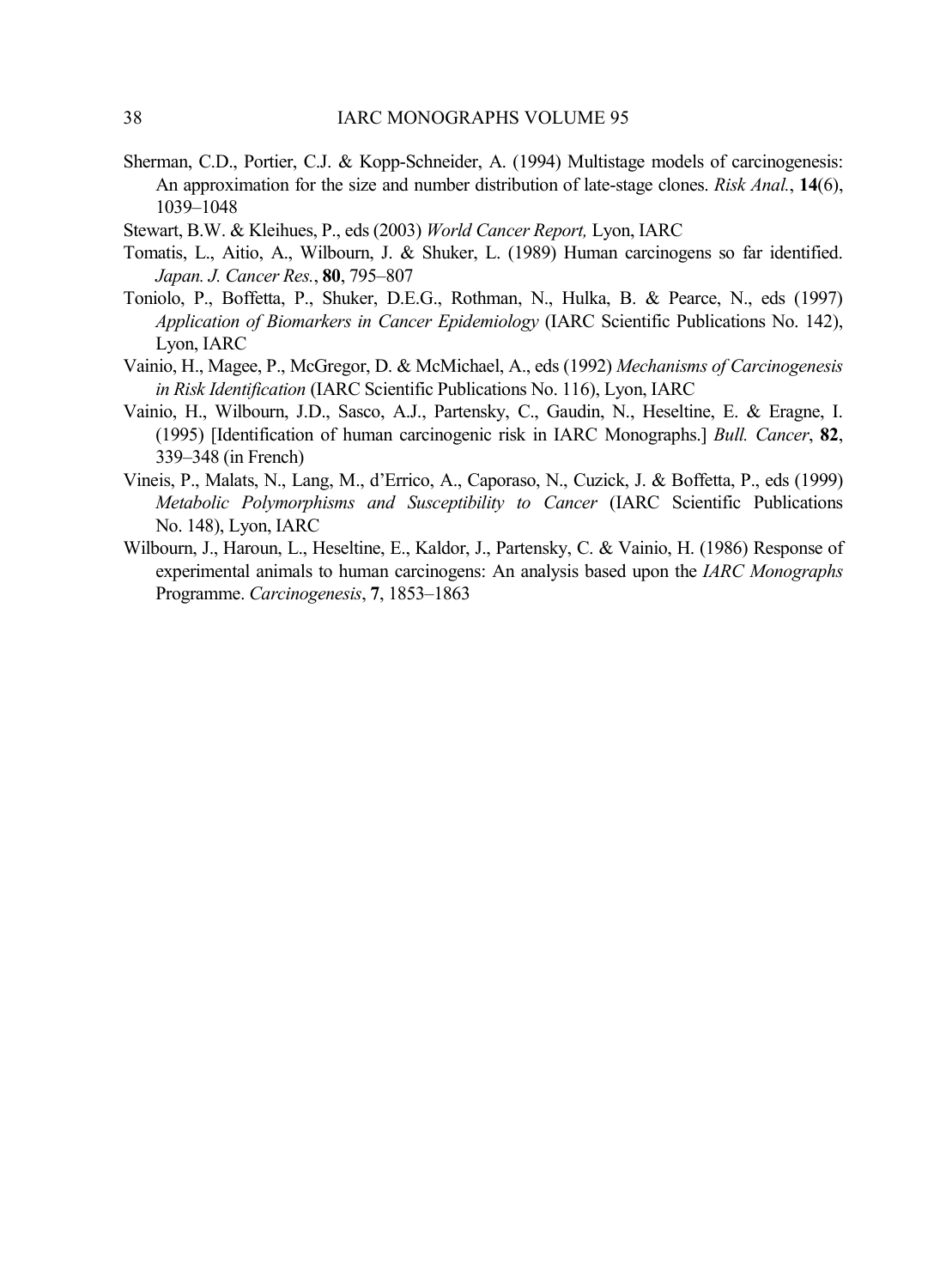Sherman, C.D., Portier, C.J. & Kopp-Schneider, A. (1994) Multistage models of carcinogenesis: An approximation for the size and number distribution of late-stage clones. *Risk Anal.*, **14**(6), 1039–1048

Stewart, B.W. & Kleihues, P., eds (2003) *World Cancer Report,* Lyon, IARC

Tomatis, L., Aitio, A., Wilbourn, J. & Shuker, L. (1989) Human carcinogens so far identified. *Japan. J. Cancer Res.*, **80**, 795–807

Toniolo, P., Boffetta, P., Shuker, D.E.G., Rothman, N., Hulka, B. & Pearce, N., eds (1997) *Application of Biomarkers in Cancer Epidemiology* (IARC Scientific Publications No. 142), Lyon, IARC

Vainio, H., Magee, P., McGregor, D. & McMichael, A., eds (1992) *Mechanisms of Carcinogenesis in Risk Identification* (IARC Scientific Publications No. 116), Lyon, IARC

Vainio, H., Wilbourn, J.D., Sasco, A.J., Partensky, C., Gaudin, N., Heseltine, E. & Eragne, I. (1995) [Identification of human carcinogenic risk in IARC Monographs.] *Bull. Cancer*, **82**, 339–348 (in French)

Vineis, P., Malats, N., Lang, M., d'Errico, A., Caporaso, N., Cuzick, J. & Boffetta, P., eds (1999) *Metabolic Polymorphisms and Susceptibility to Cancer* (IARC Scientific Publications No. 148), Lyon, IARC

Wilbourn, J., Haroun, L., Heseltine, E., Kaldor, J., Partensky, C. & Vainio, H. (1986) Response of experimental animals to human carcinogens: An analysis based upon the *IARC Monographs* Programme. *Carcinogenesis*, **7**, 1853–1863